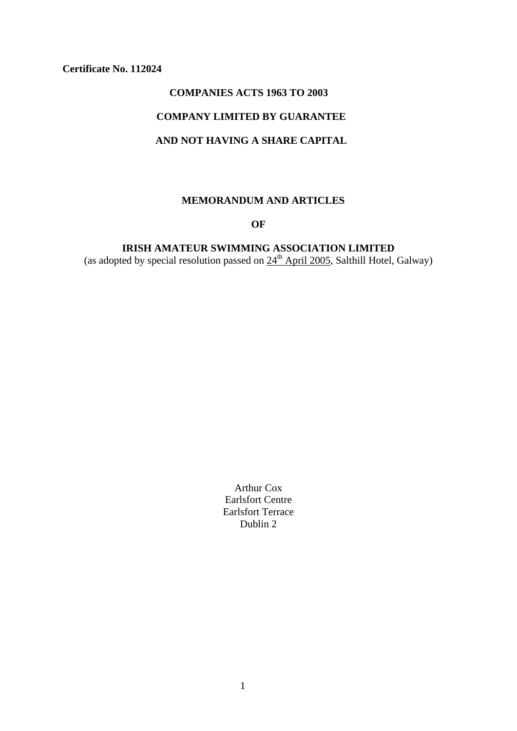**Certificate No. 112024**

**COMPANIES ACTS 1963 TO 2003**

**COMPANY LIMITED BY GUARANTEE**

**AND NOT HAVING A SHARE CAPITAL**

# MEMORANDUM AND ARTICLES

# OF

# IRISH AMATEUR SWIMMING ASSOCIATION LIMITED

(as adopted by special resolution passed on 24th April 2005, Salthill Hotel, Galway)

Arthur Cox
Earlsfort Centre
Earlsfort Terrace
Dublin 2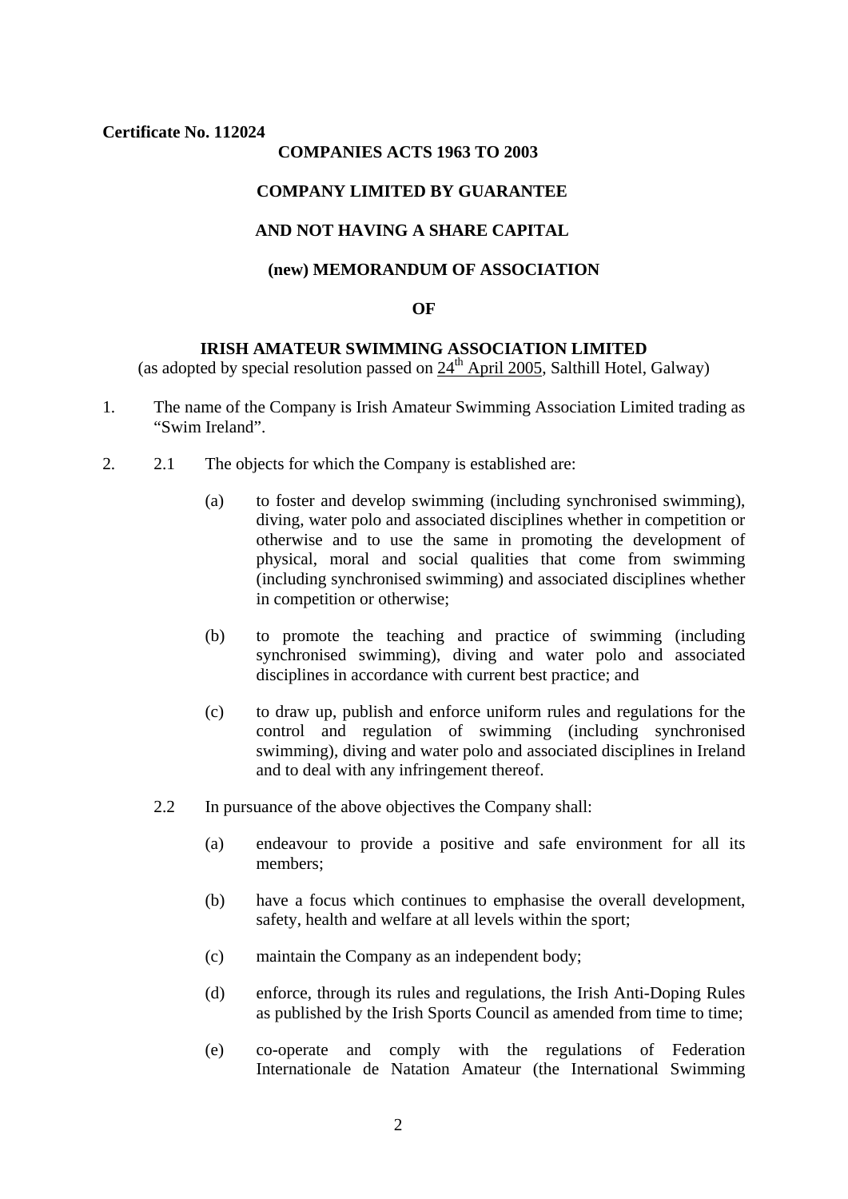**Certificate No. 112024**

**COMPANIES ACTS 1963 TO 2003**

**COMPANY LIMITED BY GUARANTEE**

**AND NOT HAVING A SHARE CAPITAL**

**(new) MEMORANDUM OF ASSOCIATION**

**OF**

**IRISH AMATEUR SWIMMING ASSOCIATION LIMITED**

(as adopted by special resolution passed on 24th April 2005, Salthill Hotel, Galway)

1. The name of the Company is Irish Amateur Swimming Association Limited trading as "Swim Ireland".

2. 2.1 The objects for which the Company is established are:

   (a) to foster and develop swimming (including synchronised swimming), diving, water polo and associated disciplines whether in competition or otherwise and to use the same in promoting the development of physical, moral and social qualities that come from swimming (including synchronised swimming) and associated disciplines whether in competition or otherwise;

   (b) to promote the teaching and practice of swimming (including synchronised swimming), diving and water polo and associated disciplines in accordance with current best practice; and

   (c) to draw up, publish and enforce uniform rules and regulations for the control and regulation of swimming (including synchronised swimming), diving and water polo and associated disciplines in Ireland and to deal with any infringement thereof.

   2.2 In pursuance of the above objectives the Company shall:

   (a) endeavour to provide a positive and safe environment for all its members;

   (b) have a focus which continues to emphasise the overall development, safety, health and welfare at all levels within the sport;

   (c) maintain the Company as an independent body;

   (d) enforce, through its rules and regulations, the Irish Anti-Doping Rules as published by the Irish Sports Council as amended from time to time;

   (e) co-operate and comply with the regulations of Federation Internationale de Natation Amateur (the International Swimming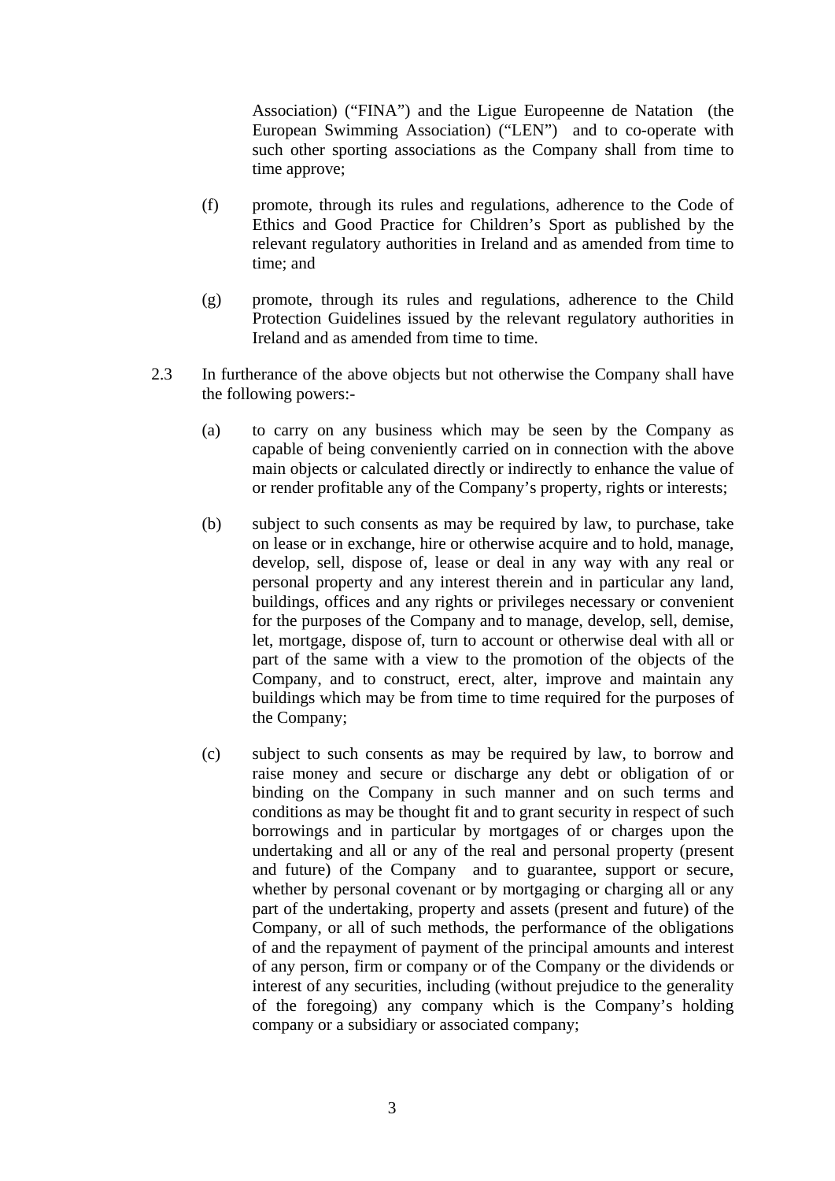Association) ("FINA") and the Ligue Europeenne de Natation (the European Swimming Association) ("LEN") and to co-operate with such other sporting associations as the Company shall from time to time approve;

(f) promote, through its rules and regulations, adherence to the Code of Ethics and Good Practice for Children's Sport as published by the relevant regulatory authorities in Ireland and as amended from time to time; and

(g) promote, through its rules and regulations, adherence to the Child Protection Guidelines issued by the relevant regulatory authorities in Ireland and as amended from time to time.

2.3 In furtherance of the above objects but not otherwise the Company shall have the following powers:-

(a) to carry on any business which may be seen by the Company as capable of being conveniently carried on in connection with the above main objects or calculated directly or indirectly to enhance the value of or render profitable any of the Company's property, rights or interests;

(b) subject to such consents as may be required by law, to purchase, take on lease or in exchange, hire or otherwise acquire and to hold, manage, develop, sell, dispose of, lease or deal in any way with any real or personal property and any interest therein and in particular any land, buildings, offices and any rights or privileges necessary or convenient for the purposes of the Company and to manage, develop, sell, demise, let, mortgage, dispose of, turn to account or otherwise deal with all or part of the same with a view to the promotion of the objects of the Company, and to construct, erect, alter, improve and maintain any buildings which may be from time to time required for the purposes of the Company;

(c) subject to such consents as may be required by law, to borrow and raise money and secure or discharge any debt or obligation of or binding on the Company in such manner and on such terms and conditions as may be thought fit and to grant security in respect of such borrowings and in particular by mortgages of or charges upon the undertaking and all or any of the real and personal property (present and future) of the Company and to guarantee, support or secure, whether by personal covenant or by mortgaging or charging all or any part of the undertaking, property and assets (present and future) of the Company, or all of such methods, the performance of the obligations of and the repayment of payment of the principal amounts and interest of any person, firm or company or of the Company or the dividends or interest of any securities, including (without prejudice to the generality of the foregoing) any company which is the Company's holding company or a subsidiary or associated company;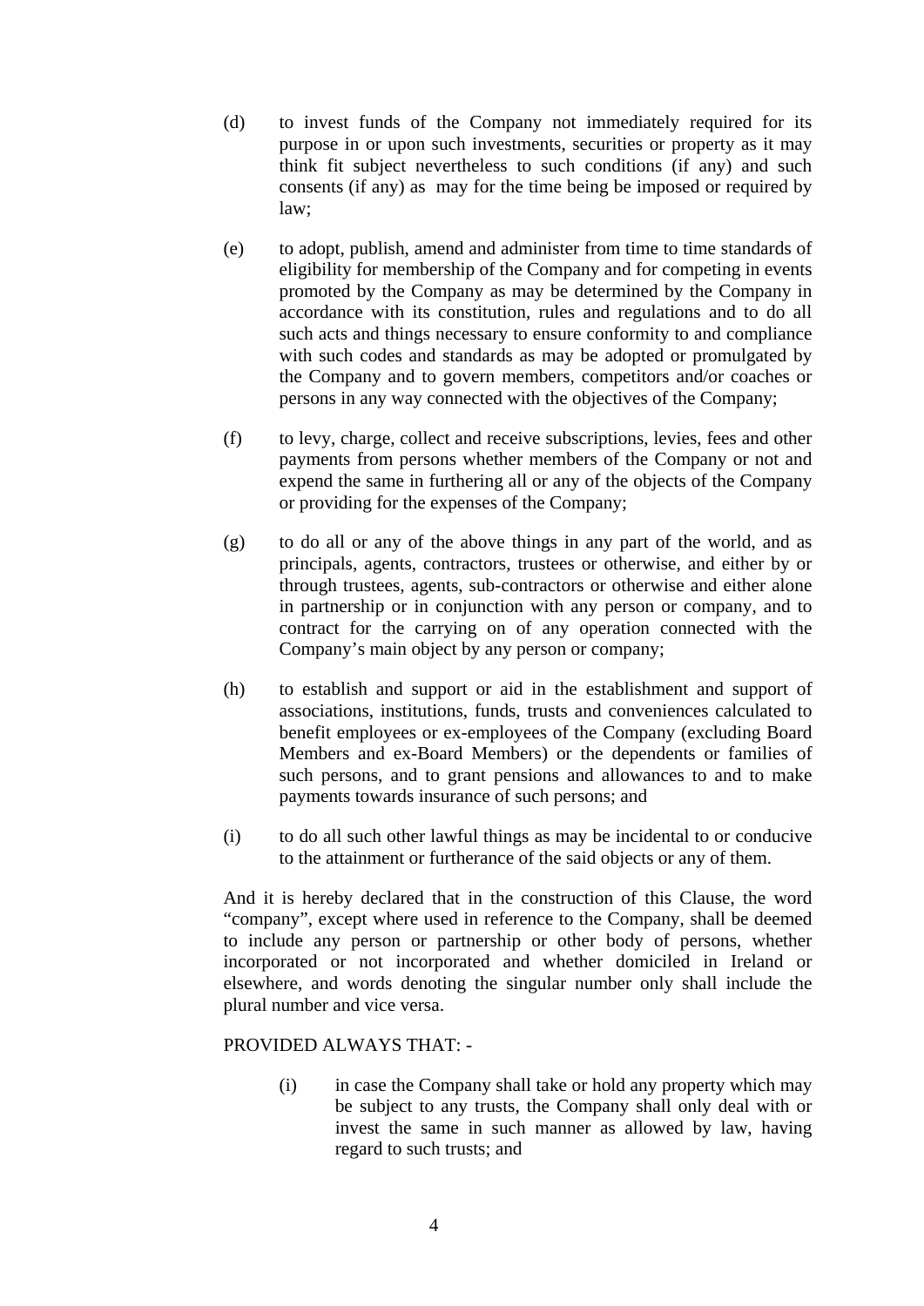(d) to invest funds of the Company not immediately required for its purpose in or upon such investments, securities or property as it may think fit subject nevertheless to such conditions (if any) and such consents (if any) as may for the time being be imposed or required by law;

(e) to adopt, publish, amend and administer from time to time standards of eligibility for membership of the Company and for competing in events promoted by the Company as may be determined by the Company in accordance with its constitution, rules and regulations and to do all such acts and things necessary to ensure conformity to and compliance with such codes and standards as may be adopted or promulgated by the Company and to govern members, competitors and/or coaches or persons in any way connected with the objectives of the Company;

(f) to levy, charge, collect and receive subscriptions, levies, fees and other payments from persons whether members of the Company or not and expend the same in furthering all or any of the objects of the Company or providing for the expenses of the Company;

(g) to do all or any of the above things in any part of the world, and as principals, agents, contractors, trustees or otherwise, and either by or through trustees, agents, sub-contractors or otherwise and either alone in partnership or in conjunction with any person or company, and to contract for the carrying on of any operation connected with the Company's main object by any person or company;

(h) to establish and support or aid in the establishment and support of associations, institutions, funds, trusts and conveniences calculated to benefit employees or ex-employees of the Company (excluding Board Members and ex-Board Members) or the dependents or families of such persons, and to grant pensions and allowances to and to make payments towards insurance of such persons; and

(i) to do all such other lawful things as may be incidental to or conducive to the attainment or furtherance of the said objects or any of them.

And it is hereby declared that in the construction of this Clause, the word "company", except where used in reference to the Company, shall be deemed to include any person or partnership or other body of persons, whether incorporated or not incorporated and whether domiciled in Ireland or elsewhere, and words denoting the singular number only shall include the plural number and vice versa.

PROVIDED ALWAYS THAT: -

(i) in case the Company shall take or hold any property which may be subject to any trusts, the Company shall only deal with or invest the same in such manner as allowed by law, having regard to such trusts; and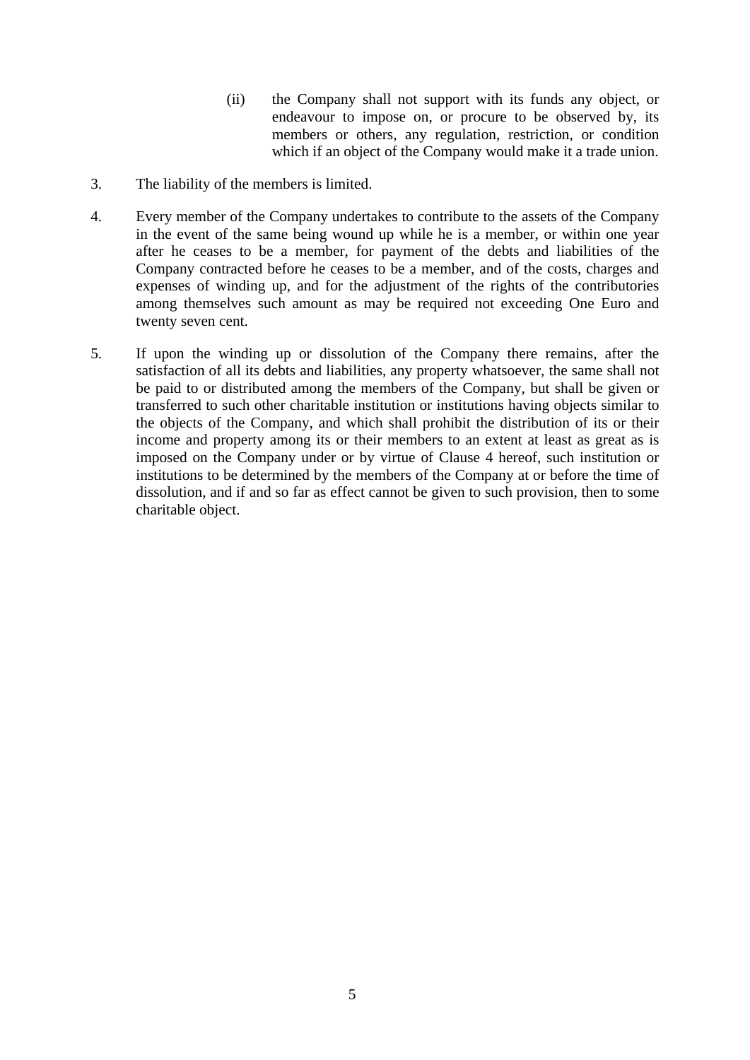(ii) the Company shall not support with its funds any object, or endeavour to impose on, or procure to be observed by, its members or others, any regulation, restriction, or condition which if an object of the Company would make it a trade union.

3. The liability of the members is limited.

4. Every member of the Company undertakes to contribute to the assets of the Company in the event of the same being wound up while he is a member, or within one year after he ceases to be a member, for payment of the debts and liabilities of the Company contracted before he ceases to be a member, and of the costs, charges and expenses of winding up, and for the adjustment of the rights of the contributories among themselves such amount as may be required not exceeding One Euro and twenty seven cent.

5. If upon the winding up or dissolution of the Company there remains, after the satisfaction of all its debts and liabilities, any property whatsoever, the same shall not be paid to or distributed among the members of the Company, but shall be given or transferred to such other charitable institution or institutions having objects similar to the objects of the Company, and which shall prohibit the distribution of its or their income and property among its or their members to an extent at least as great as is imposed on the Company under or by virtue of Clause 4 hereof, such institution or institutions to be determined by the members of the Company at or before the time of dissolution, and if and so far as effect cannot be given to such provision, then to some charitable object.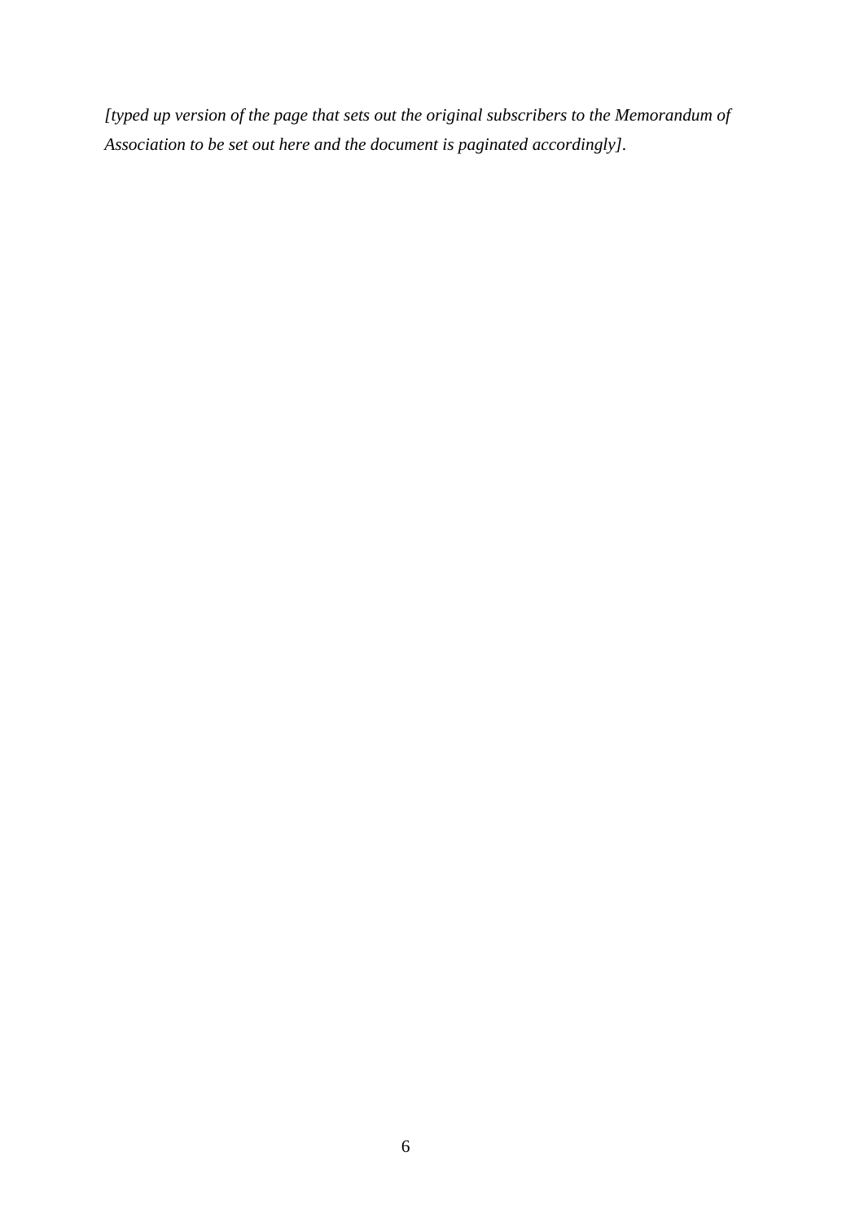*[typed up version of the page that sets out the original subscribers to the Memorandum of Association to be set out here and the document is paginated accordingly]*.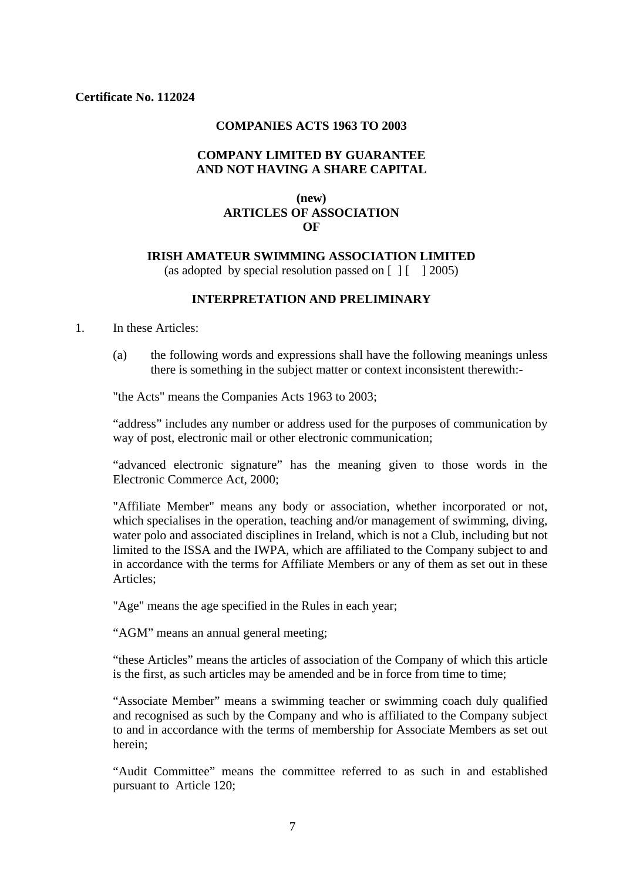**Certificate No. 112024**

**COMPANIES ACTS 1963 TO 2003**

**COMPANY LIMITED BY GUARANTEE AND NOT HAVING A SHARE CAPITAL**

**(new) ARTICLES OF ASSOCIATION OF**

**IRISH AMATEUR SWIMMING ASSOCIATION LIMITED**

(as adopted by special resolution passed on [ ] [ ] 2005)

## INTERPRETATION AND PRELIMINARY

1. In these Articles:

   (a) the following words and expressions shall have the following meanings unless there is something in the subject matter or context inconsistent therewith:-

   "the Acts" means the Companies Acts 1963 to 2003;

   "address" includes any number or address used for the purposes of communication by way of post, electronic mail or other electronic communication;

   "advanced electronic signature" has the meaning given to those words in the Electronic Commerce Act, 2000;

   "Affiliate Member" means any body or association, whether incorporated or not, which specialises in the operation, teaching and/or management of swimming, diving, water polo and associated disciplines in Ireland, which is not a Club, including but not limited to the ISSA and the IWPA, which are affiliated to the Company subject to and in accordance with the terms for Affiliate Members or any of them as set out in these Articles;

   "Age" means the age specified in the Rules in each year;

   "AGM" means an annual general meeting;

   "these Articles" means the articles of association of the Company of which this article is the first, as such articles may be amended and be in force from time to time;

   "Associate Member" means a swimming teacher or swimming coach duly qualified and recognised as such by the Company and who is affiliated to the Company subject to and in accordance with the terms of membership for Associate Members as set out herein;

   "Audit Committee" means the committee referred to as such in and established pursuant to Article 120;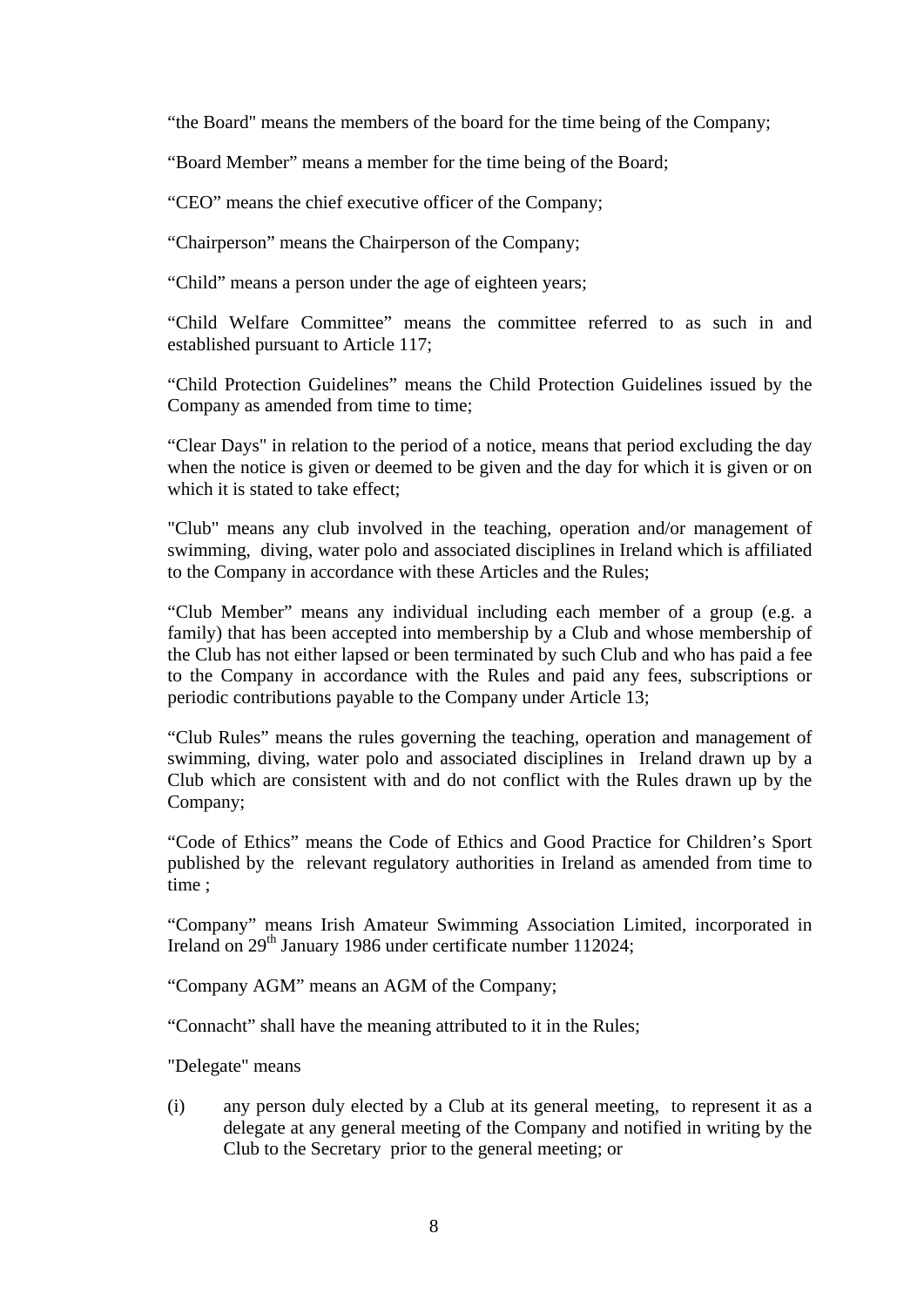“the Board" means the members of the board for the time being of the Company;

“Board Member” means a member for the time being of the Board;

“CEO” means the chief executive officer of the Company;

“Chairperson” means the Chairperson of the Company;

“Child” means a person under the age of eighteen years;

“Child Welfare Committee” means the committee referred to as such in and established pursuant to Article 117;

“Child Protection Guidelines” means the Child Protection Guidelines issued by the Company as amended from time to time;

“Clear Days" in relation to the period of a notice, means that period excluding the day when the notice is given or deemed to be given and the day for which it is given or on which it is stated to take effect;

"Club" means any club involved in the teaching, operation and/or management of swimming, diving, water polo and associated disciplines in Ireland which is affiliated to the Company in accordance with these Articles and the Rules;

“Club Member” means any individual including each member of a group (e.g. a family) that has been accepted into membership by a Club and whose membership of the Club has not either lapsed or been terminated by such Club and who has paid a fee to the Company in accordance with the Rules and paid any fees, subscriptions or periodic contributions payable to the Company under Article 13;

“Club Rules” means the rules governing the teaching, operation and management of swimming, diving, water polo and associated disciplines in Ireland drawn up by a Club which are consistent with and do not conflict with the Rules drawn up by the Company;

“Code of Ethics” means the Code of Ethics and Good Practice for Children’s Sport published by the relevant regulatory authorities in Ireland as amended from time to time ;

“Company” means Irish Amateur Swimming Association Limited, incorporated in Ireland on 29th January 1986 under certificate number 112024;

“Company AGM” means an AGM of the Company;

“Connacht” shall have the meaning attributed to it in the Rules;

"Delegate" means

(i) any person duly elected by a Club at its general meeting, to represent it as a delegate at any general meeting of the Company and notified in writing by the Club to the Secretary prior to the general meeting; or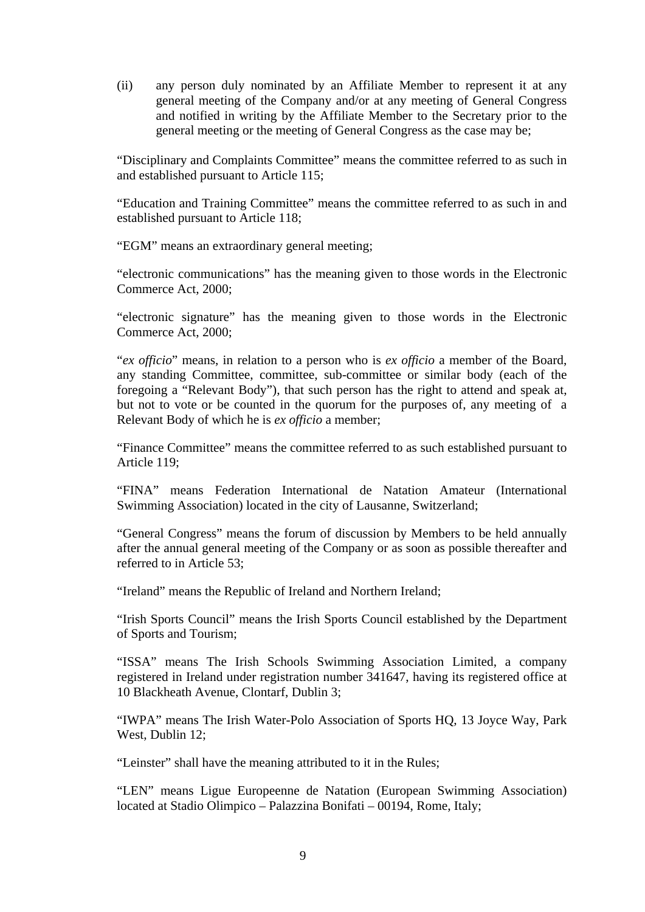(ii) any person duly nominated by an Affiliate Member to represent it at any general meeting of the Company and/or at any meeting of General Congress and notified in writing by the Affiliate Member to the Secretary prior to the general meeting or the meeting of General Congress as the case may be;

"Disciplinary and Complaints Committee" means the committee referred to as such in and established pursuant to Article 115;

"Education and Training Committee" means the committee referred to as such in and established pursuant to Article 118;

"EGM" means an extraordinary general meeting;

"electronic communications" has the meaning given to those words in the Electronic Commerce Act, 2000;

"electronic signature" has the meaning given to those words in the Electronic Commerce Act, 2000;

"*ex officio*" means, in relation to a person who is *ex officio* a member of the Board, any standing Committee, committee, sub-committee or similar body (each of the foregoing a "Relevant Body"), that such person has the right to attend and speak at, but not to vote or be counted in the quorum for the purposes of, any meeting of a Relevant Body of which he is *ex officio* a member;

"Finance Committee" means the committee referred to as such established pursuant to Article 119;

"FINA" means Federation International de Natation Amateur (International Swimming Association) located in the city of Lausanne, Switzerland;

"General Congress" means the forum of discussion by Members to be held annually after the annual general meeting of the Company or as soon as possible thereafter and referred to in Article 53;

"Ireland" means the Republic of Ireland and Northern Ireland;

"Irish Sports Council" means the Irish Sports Council established by the Department of Sports and Tourism;

"ISSA" means The Irish Schools Swimming Association Limited, a company registered in Ireland under registration number 341647, having its registered office at 10 Blackheath Avenue, Clontarf, Dublin 3;

"IWPA" means The Irish Water-Polo Association of Sports HQ, 13 Joyce Way, Park West, Dublin 12;

"Leinster" shall have the meaning attributed to it in the Rules;

"LEN" means Ligue Europeenne de Natation (European Swimming Association) located at Stadio Olimpico – Palazzina Bonifati – 00194, Rome, Italy;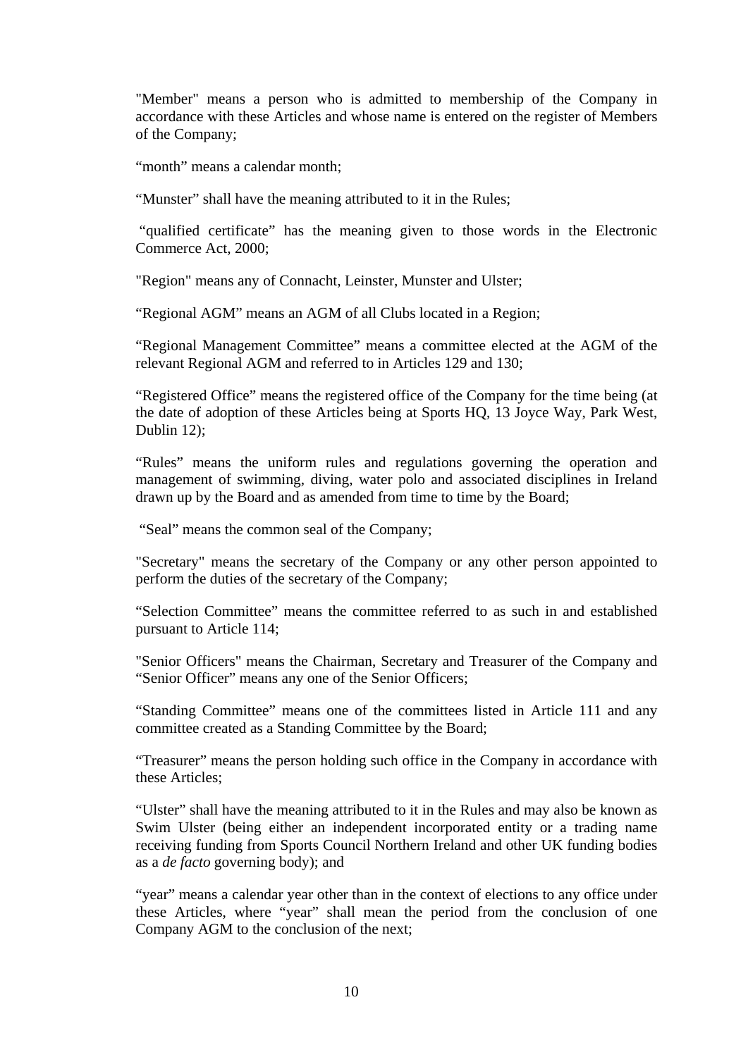"Member" means a person who is admitted to membership of the Company in accordance with these Articles and whose name is entered on the register of Members of the Company;

"month" means a calendar month;

"Munster" shall have the meaning attributed to it in the Rules;

"qualified certificate" has the meaning given to those words in the Electronic Commerce Act, 2000;

"Region" means any of Connacht, Leinster, Munster and Ulster;

"Regional AGM" means an AGM of all Clubs located in a Region;

"Regional Management Committee" means a committee elected at the AGM of the relevant Regional AGM and referred to in Articles 129 and 130;

"Registered Office" means the registered office of the Company for the time being (at the date of adoption of these Articles being at Sports HQ, 13 Joyce Way, Park West, Dublin 12);

"Rules" means the uniform rules and regulations governing the operation and management of swimming, diving, water polo and associated disciplines in Ireland drawn up by the Board and as amended from time to time by the Board;

"Seal" means the common seal of the Company;

"Secretary" means the secretary of the Company or any other person appointed to perform the duties of the secretary of the Company;

"Selection Committee" means the committee referred to as such in and established pursuant to Article 114;

"Senior Officers" means the Chairman, Secretary and Treasurer of the Company and "Senior Officer" means any one of the Senior Officers;

"Standing Committee" means one of the committees listed in Article 111 and any committee created as a Standing Committee by the Board;

"Treasurer" means the person holding such office in the Company in accordance with these Articles;

"Ulster" shall have the meaning attributed to it in the Rules and may also be known as Swim Ulster (being either an independent incorporated entity or a trading name receiving funding from Sports Council Northern Ireland and other UK funding bodies as a *de facto* governing body); and

"year" means a calendar year other than in the context of elections to any office under these Articles, where "year" shall mean the period from the conclusion of one Company AGM to the conclusion of the next;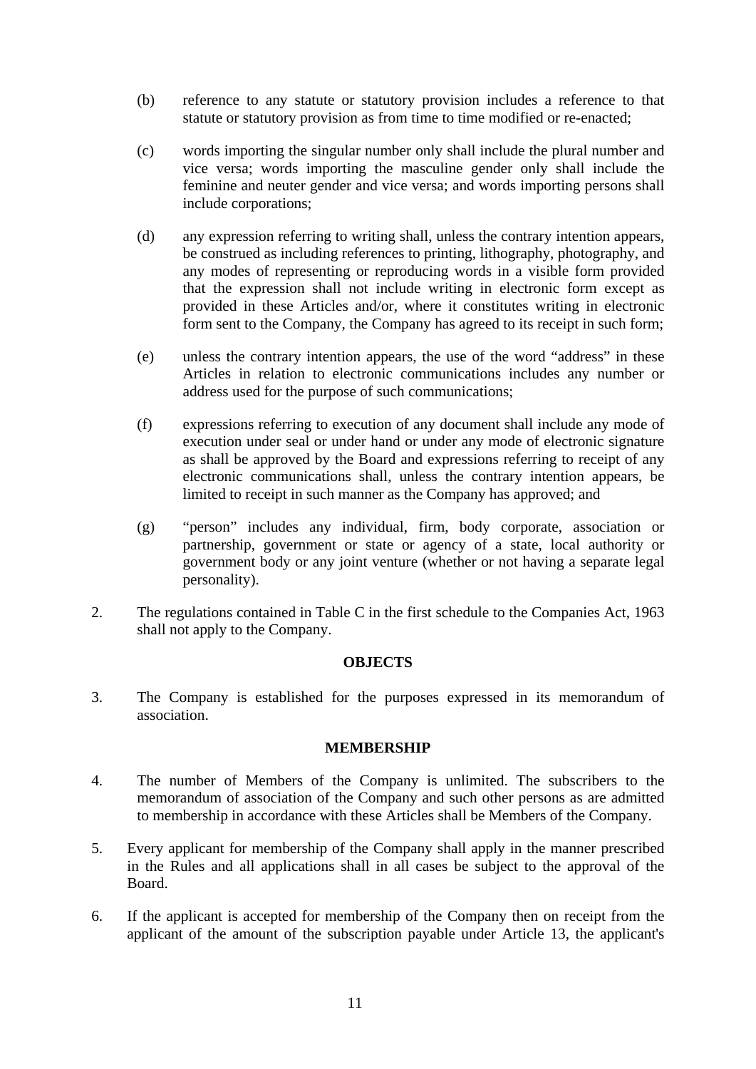(b) reference to any statute or statutory provision includes a reference to that statute or statutory provision as from time to time modified or re-enacted;

(c) words importing the singular number only shall include the plural number and vice versa; words importing the masculine gender only shall include the feminine and neuter gender and vice versa; and words importing persons shall include corporations;

(d) any expression referring to writing shall, unless the contrary intention appears, be construed as including references to printing, lithography, photography, and any modes of representing or reproducing words in a visible form provided that the expression shall not include writing in electronic form except as provided in these Articles and/or, where it constitutes writing in electronic form sent to the Company, the Company has agreed to its receipt in such form;

(e) unless the contrary intention appears, the use of the word "address" in these Articles in relation to electronic communications includes any number or address used for the purpose of such communications;

(f) expressions referring to execution of any document shall include any mode of execution under seal or under hand or under any mode of electronic signature as shall be approved by the Board and expressions referring to receipt of any electronic communications shall, unless the contrary intention appears, be limited to receipt in such manner as the Company has approved; and

(g) "person" includes any individual, firm, body corporate, association or partnership, government or state or agency of a state, local authority or government body or any joint venture (whether or not having a separate legal personality).

2. The regulations contained in Table C in the first schedule to the Companies Act, 1963 shall not apply to the Company.

**OBJECTS**

3. The Company is established for the purposes expressed in its memorandum of association.

**MEMBERSHIP**

4. The number of Members of the Company is unlimited. The subscribers to the memorandum of association of the Company and such other persons as are admitted to membership in accordance with these Articles shall be Members of the Company.

5. Every applicant for membership of the Company shall apply in the manner prescribed in the Rules and all applications shall in all cases be subject to the approval of the Board.

6. If the applicant is accepted for membership of the Company then on receipt from the applicant of the amount of the subscription payable under Article 13, the applicant's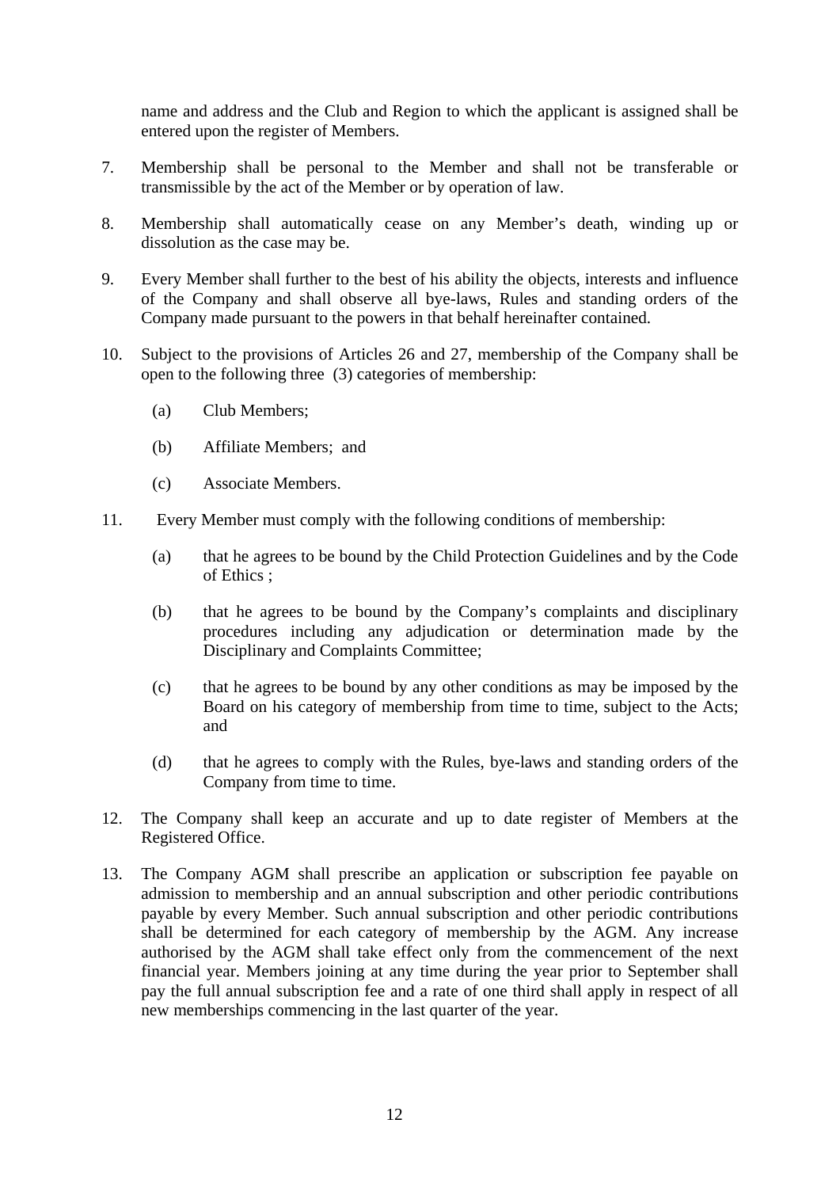name and address and the Club and Region to which the applicant is assigned shall be entered upon the register of Members.

7. Membership shall be personal to the Member and shall not be transferable or transmissible by the act of the Member or by operation of law.

8. Membership shall automatically cease on any Member's death, winding up or dissolution as the case may be.

9. Every Member shall further to the best of his ability the objects, interests and influence of the Company and shall observe all bye-laws, Rules and standing orders of the Company made pursuant to the powers in that behalf hereinafter contained.

10. Subject to the provisions of Articles 26 and 27, membership of the Company shall be open to the following three (3) categories of membership:

    (a) Club Members;

    (b) Affiliate Members; and

    (c) Associate Members.

11. Every Member must comply with the following conditions of membership:

    (a) that he agrees to be bound by the Child Protection Guidelines and by the Code of Ethics ;

    (b) that he agrees to be bound by the Company's complaints and disciplinary procedures including any adjudication or determination made by the Disciplinary and Complaints Committee;

    (c) that he agrees to be bound by any other conditions as may be imposed by the Board on his category of membership from time to time, subject to the Acts; and

    (d) that he agrees to comply with the Rules, bye-laws and standing orders of the Company from time to time.

12. The Company shall keep an accurate and up to date register of Members at the Registered Office.

13. The Company AGM shall prescribe an application or subscription fee payable on admission to membership and an annual subscription and other periodic contributions payable by every Member. Such annual subscription and other periodic contributions shall be determined for each category of membership by the AGM. Any increase authorised by the AGM shall take effect only from the commencement of the next financial year. Members joining at any time during the year prior to September shall pay the full annual subscription fee and a rate of one third shall apply in respect of all new memberships commencing in the last quarter of the year.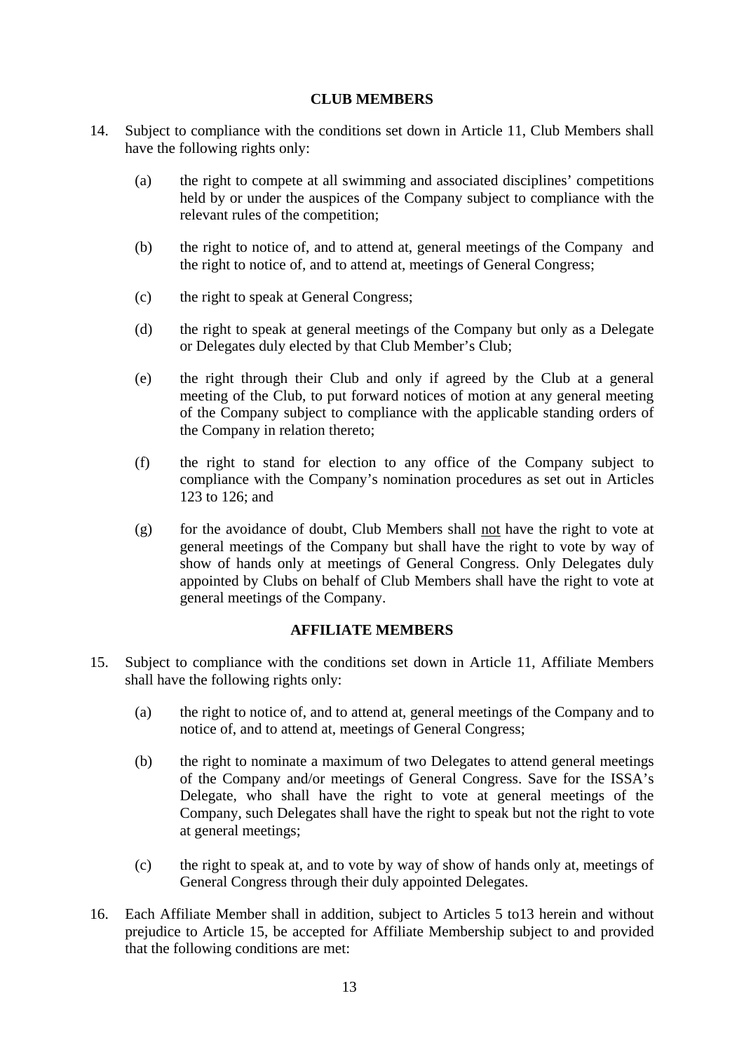## CLUB MEMBERS

14. Subject to compliance with the conditions set down in Article 11, Club Members shall have the following rights only:

    (a) the right to compete at all swimming and associated disciplines' competitions held by or under the auspices of the Company subject to compliance with the relevant rules of the competition;

    (b) the right to notice of, and to attend at, general meetings of the Company and the right to notice of, and to attend at, meetings of General Congress;

    (c) the right to speak at General Congress;

    (d) the right to speak at general meetings of the Company but only as a Delegate or Delegates duly elected by that Club Member's Club;

    (e) the right through their Club and only if agreed by the Club at a general meeting of the Club, to put forward notices of motion at any general meeting of the Company subject to compliance with the applicable standing orders of the Company in relation thereto;

    (f) the right to stand for election to any office of the Company subject to compliance with the Company's nomination procedures as set out in Articles 123 to 126; and

    (g) for the avoidance of doubt, Club Members shall <u>not</u> have the right to vote at general meetings of the Company but shall have the right to vote by way of show of hands only at meetings of General Congress. Only Delegates duly appointed by Clubs on behalf of Club Members shall have the right to vote at general meetings of the Company.

## AFFILIATE MEMBERS

15. Subject to compliance with the conditions set down in Article 11, Affiliate Members shall have the following rights only:

    (a) the right to notice of, and to attend at, general meetings of the Company and to notice of, and to attend at, meetings of General Congress;

    (b) the right to nominate a maximum of two Delegates to attend general meetings of the Company and/or meetings of General Congress. Save for the ISSA's Delegate, who shall have the right to vote at general meetings of the Company, such Delegates shall have the right to speak but not the right to vote at general meetings;

    (c) the right to speak at, and to vote by way of show of hands only at, meetings of General Congress through their duly appointed Delegates.

16. Each Affiliate Member shall in addition, subject to Articles 5 to13 herein and without prejudice to Article 15, be accepted for Affiliate Membership subject to and provided that the following conditions are met: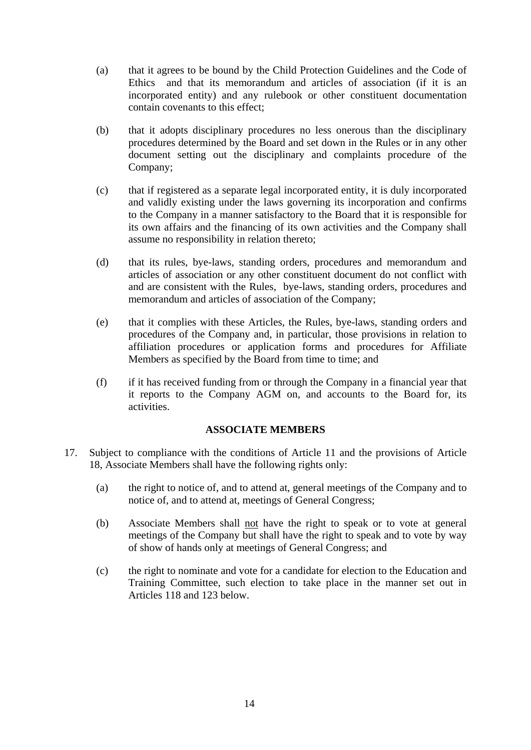(a) that it agrees to be bound by the Child Protection Guidelines and the Code of Ethics and that its memorandum and articles of association (if it is an incorporated entity) and any rulebook or other constituent documentation contain covenants to this effect;

(b) that it adopts disciplinary procedures no less onerous than the disciplinary procedures determined by the Board and set down in the Rules or in any other document setting out the disciplinary and complaints procedure of the Company;

(c) that if registered as a separate legal incorporated entity, it is duly incorporated and validly existing under the laws governing its incorporation and confirms to the Company in a manner satisfactory to the Board that it is responsible for its own affairs and the financing of its own activities and the Company shall assume no responsibility in relation thereto;

(d) that its rules, bye-laws, standing orders, procedures and memorandum and articles of association or any other constituent document do not conflict with and are consistent with the Rules, bye-laws, standing orders, procedures and memorandum and articles of association of the Company;

(e) that it complies with these Articles, the Rules, bye-laws, standing orders and procedures of the Company and, in particular, those provisions in relation to affiliation procedures or application forms and procedures for Affiliate Members as specified by the Board from time to time; and

(f) if it has received funding from or through the Company in a financial year that it reports to the Company AGM on, and accounts to the Board for, its activities.

**ASSOCIATE MEMBERS**

17. Subject to compliance with the conditions of Article 11 and the provisions of Article 18, Associate Members shall have the following rights only:

    (a) the right to notice of, and to attend at, general meetings of the Company and to notice of, and to attend at, meetings of General Congress;

    (b) Associate Members shall <u>not</u> have the right to speak or to vote at general meetings of the Company but shall have the right to speak and to vote by way of show of hands only at meetings of General Congress; and

    (c) the right to nominate and vote for a candidate for election to the Education and Training Committee, such election to take place in the manner set out in Articles 118 and 123 below.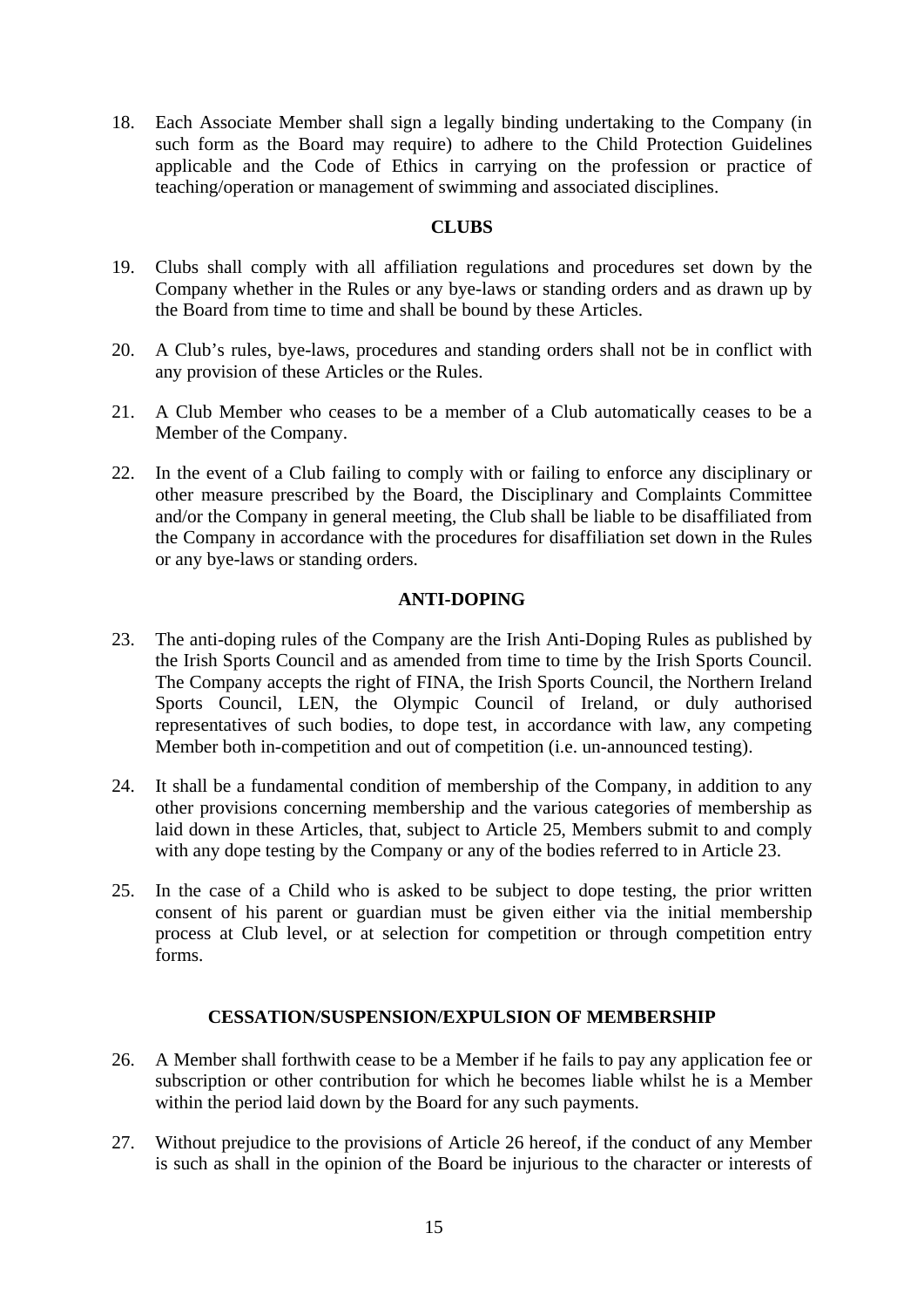18. Each Associate Member shall sign a legally binding undertaking to the Company (in such form as the Board may require) to adhere to the Child Protection Guidelines applicable and the Code of Ethics in carrying on the profession or practice of teaching/operation or management of swimming and associated disciplines.

## CLUBS

19. Clubs shall comply with all affiliation regulations and procedures set down by the Company whether in the Rules or any bye-laws or standing orders and as drawn up by the Board from time to time and shall be bound by these Articles.

20. A Club's rules, bye-laws, procedures and standing orders shall not be in conflict with any provision of these Articles or the Rules.

21. A Club Member who ceases to be a member of a Club automatically ceases to be a Member of the Company.

22. In the event of a Club failing to comply with or failing to enforce any disciplinary or other measure prescribed by the Board, the Disciplinary and Complaints Committee and/or the Company in general meeting, the Club shall be liable to be disaffiliated from the Company in accordance with the procedures for disaffiliation set down in the Rules or any bye-laws or standing orders.

## ANTI-DOPING

23. The anti-doping rules of the Company are the Irish Anti-Doping Rules as published by the Irish Sports Council and as amended from time to time by the Irish Sports Council. The Company accepts the right of FINA, the Irish Sports Council, the Northern Ireland Sports Council, LEN, the Olympic Council of Ireland, or duly authorised representatives of such bodies, to dope test, in accordance with law, any competing Member both in-competition and out of competition (i.e. un-announced testing).

24. It shall be a fundamental condition of membership of the Company, in addition to any other provisions concerning membership and the various categories of membership as laid down in these Articles, that, subject to Article 25, Members submit to and comply with any dope testing by the Company or any of the bodies referred to in Article 23.

25. In the case of a Child who is asked to be subject to dope testing, the prior written consent of his parent or guardian must be given either via the initial membership process at Club level, or at selection for competition or through competition entry forms.

## CESSATION/SUSPENSION/EXPULSION OF MEMBERSHIP

26. A Member shall forthwith cease to be a Member if he fails to pay any application fee or subscription or other contribution for which he becomes liable whilst he is a Member within the period laid down by the Board for any such payments.

27. Without prejudice to the provisions of Article 26 hereof, if the conduct of any Member is such as shall in the opinion of the Board be injurious to the character or interests of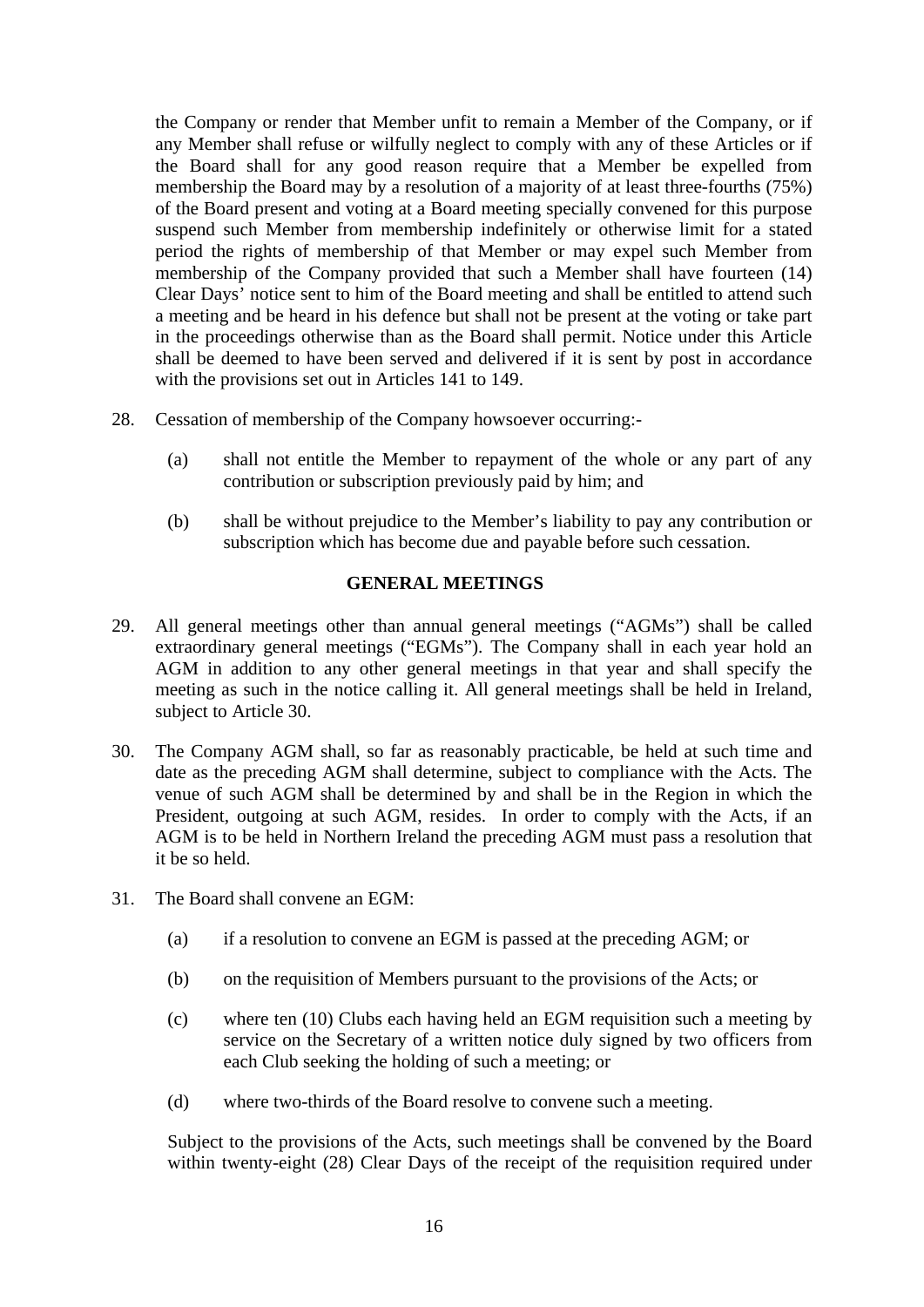the Company or render that Member unfit to remain a Member of the Company, or if any Member shall refuse or wilfully neglect to comply with any of these Articles or if the Board shall for any good reason require that a Member be expelled from membership the Board may by a resolution of a majority of at least three-fourths (75%) of the Board present and voting at a Board meeting specially convened for this purpose suspend such Member from membership indefinitely or otherwise limit for a stated period the rights of membership of that Member or may expel such Member from membership of the Company provided that such a Member shall have fourteen (14) Clear Days' notice sent to him of the Board meeting and shall be entitled to attend such a meeting and be heard in his defence but shall not be present at the voting or take part in the proceedings otherwise than as the Board shall permit. Notice under this Article shall be deemed to have been served and delivered if it is sent by post in accordance with the provisions set out in Articles 141 to 149.

28. Cessation of membership of the Company howsoever occurring:-

    (a) shall not entitle the Member to repayment of the whole or any part of any contribution or subscription previously paid by him; and

    (b) shall be without prejudice to the Member's liability to pay any contribution or subscription which has become due and payable before such cessation.

## GENERAL MEETINGS

29. All general meetings other than annual general meetings ("AGMs") shall be called extraordinary general meetings ("EGMs"). The Company shall in each year hold an AGM in addition to any other general meetings in that year and shall specify the meeting as such in the notice calling it. All general meetings shall be held in Ireland, subject to Article 30.

30. The Company AGM shall, so far as reasonably practicable, be held at such time and date as the preceding AGM shall determine, subject to compliance with the Acts. The venue of such AGM shall be determined by and shall be in the Region in which the President, outgoing at such AGM, resides. In order to comply with the Acts, if an AGM is to be held in Northern Ireland the preceding AGM must pass a resolution that it be so held.

31. The Board shall convene an EGM:

    (a) if a resolution to convene an EGM is passed at the preceding AGM; or

    (b) on the requisition of Members pursuant to the provisions of the Acts; or

    (c) where ten (10) Clubs each having held an EGM requisition such a meeting by service on the Secretary of a written notice duly signed by two officers from each Club seeking the holding of such a meeting; or

    (d) where two-thirds of the Board resolve to convene such a meeting.

    Subject to the provisions of the Acts, such meetings shall be convened by the Board within twenty-eight (28) Clear Days of the receipt of the requisition required under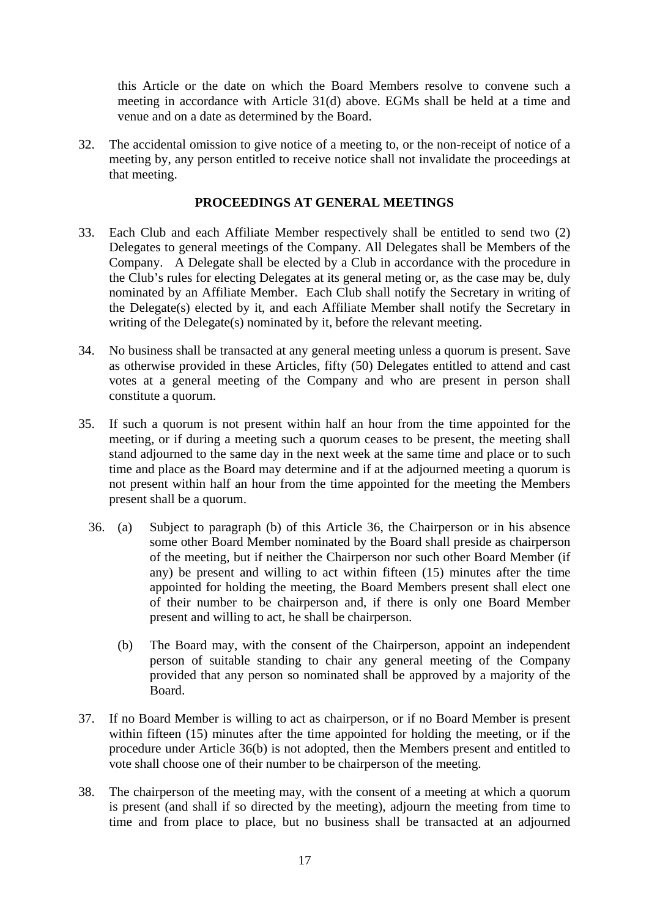this Article or the date on which the Board Members resolve to convene such a meeting in accordance with Article 31(d) above. EGMs shall be held at a time and venue and on a date as determined by the Board.

32. The accidental omission to give notice of a meeting to, or the non-receipt of notice of a meeting by, any person entitled to receive notice shall not invalidate the proceedings at that meeting.

## PROCEEDINGS AT GENERAL MEETINGS

33. Each Club and each Affiliate Member respectively shall be entitled to send two (2) Delegates to general meetings of the Company. All Delegates shall be Members of the Company. A Delegate shall be elected by a Club in accordance with the procedure in the Club's rules for electing Delegates at its general meting or, as the case may be, duly nominated by an Affiliate Member. Each Club shall notify the Secretary in writing of the Delegate(s) elected by it, and each Affiliate Member shall notify the Secretary in writing of the Delegate(s) nominated by it, before the relevant meeting.

34. No business shall be transacted at any general meeting unless a quorum is present. Save as otherwise provided in these Articles, fifty (50) Delegates entitled to attend and cast votes at a general meeting of the Company and who are present in person shall constitute a quorum.

35. If such a quorum is not present within half an hour from the time appointed for the meeting, or if during a meeting such a quorum ceases to be present, the meeting shall stand adjourned to the same day in the next week at the same time and place or to such time and place as the Board may determine and if at the adjourned meeting a quorum is not present within half an hour from the time appointed for the meeting the Members present shall be a quorum.

36. (a) Subject to paragraph (b) of this Article 36, the Chairperson or in his absence some other Board Member nominated by the Board shall preside as chairperson of the meeting, but if neither the Chairperson nor such other Board Member (if any) be present and willing to act within fifteen (15) minutes after the time appointed for holding the meeting, the Board Members present shall elect one of their number to be chairperson and, if there is only one Board Member present and willing to act, he shall be chairperson.

    (b) The Board may, with the consent of the Chairperson, appoint an independent person of suitable standing to chair any general meeting of the Company provided that any person so nominated shall be approved by a majority of the Board.

37. If no Board Member is willing to act as chairperson, or if no Board Member is present within fifteen (15) minutes after the time appointed for holding the meeting, or if the procedure under Article 36(b) is not adopted, then the Members present and entitled to vote shall choose one of their number to be chairperson of the meeting.

38. The chairperson of the meeting may, with the consent of a meeting at which a quorum is present (and shall if so directed by the meeting), adjourn the meeting from time to time and from place to place, but no business shall be transacted at an adjourned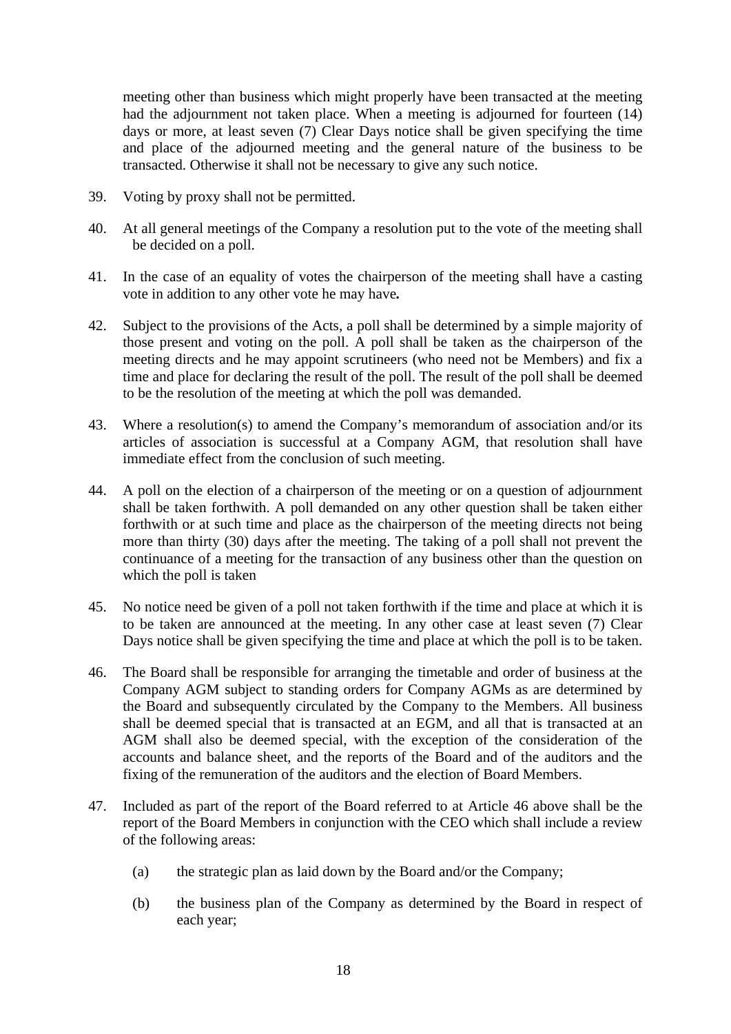meeting other than business which might properly have been transacted at the meeting had the adjournment not taken place. When a meeting is adjourned for fourteen (14) days or more, at least seven (7) Clear Days notice shall be given specifying the time and place of the adjourned meeting and the general nature of the business to be transacted. Otherwise it shall not be necessary to give any such notice.

39. Voting by proxy shall not be permitted.

40. At all general meetings of the Company a resolution put to the vote of the meeting shall be decided on a poll.

41. In the case of an equality of votes the chairperson of the meeting shall have a casting vote in addition to any other vote he may have**.**

42. Subject to the provisions of the Acts, a poll shall be determined by a simple majority of those present and voting on the poll. A poll shall be taken as the chairperson of the meeting directs and he may appoint scrutineers (who need not be Members) and fix a time and place for declaring the result of the poll. The result of the poll shall be deemed to be the resolution of the meeting at which the poll was demanded.

43. Where a resolution(s) to amend the Company's memorandum of association and/or its articles of association is successful at a Company AGM, that resolution shall have immediate effect from the conclusion of such meeting.

44. A poll on the election of a chairperson of the meeting or on a question of adjournment shall be taken forthwith. A poll demanded on any other question shall be taken either forthwith or at such time and place as the chairperson of the meeting directs not being more than thirty (30) days after the meeting. The taking of a poll shall not prevent the continuance of a meeting for the transaction of any business other than the question on which the poll is taken

45. No notice need be given of a poll not taken forthwith if the time and place at which it is to be taken are announced at the meeting. In any other case at least seven (7) Clear Days notice shall be given specifying the time and place at which the poll is to be taken.

46. The Board shall be responsible for arranging the timetable and order of business at the Company AGM subject to standing orders for Company AGMs as are determined by the Board and subsequently circulated by the Company to the Members. All business shall be deemed special that is transacted at an EGM, and all that is transacted at an AGM shall also be deemed special, with the exception of the consideration of the accounts and balance sheet, and the reports of the Board and of the auditors and the fixing of the remuneration of the auditors and the election of Board Members.

47. Included as part of the report of the Board referred to at Article 46 above shall be the report of the Board Members in conjunction with the CEO which shall include a review of the following areas:

    (a) the strategic plan as laid down by the Board and/or the Company;

    (b) the business plan of the Company as determined by the Board in respect of each year;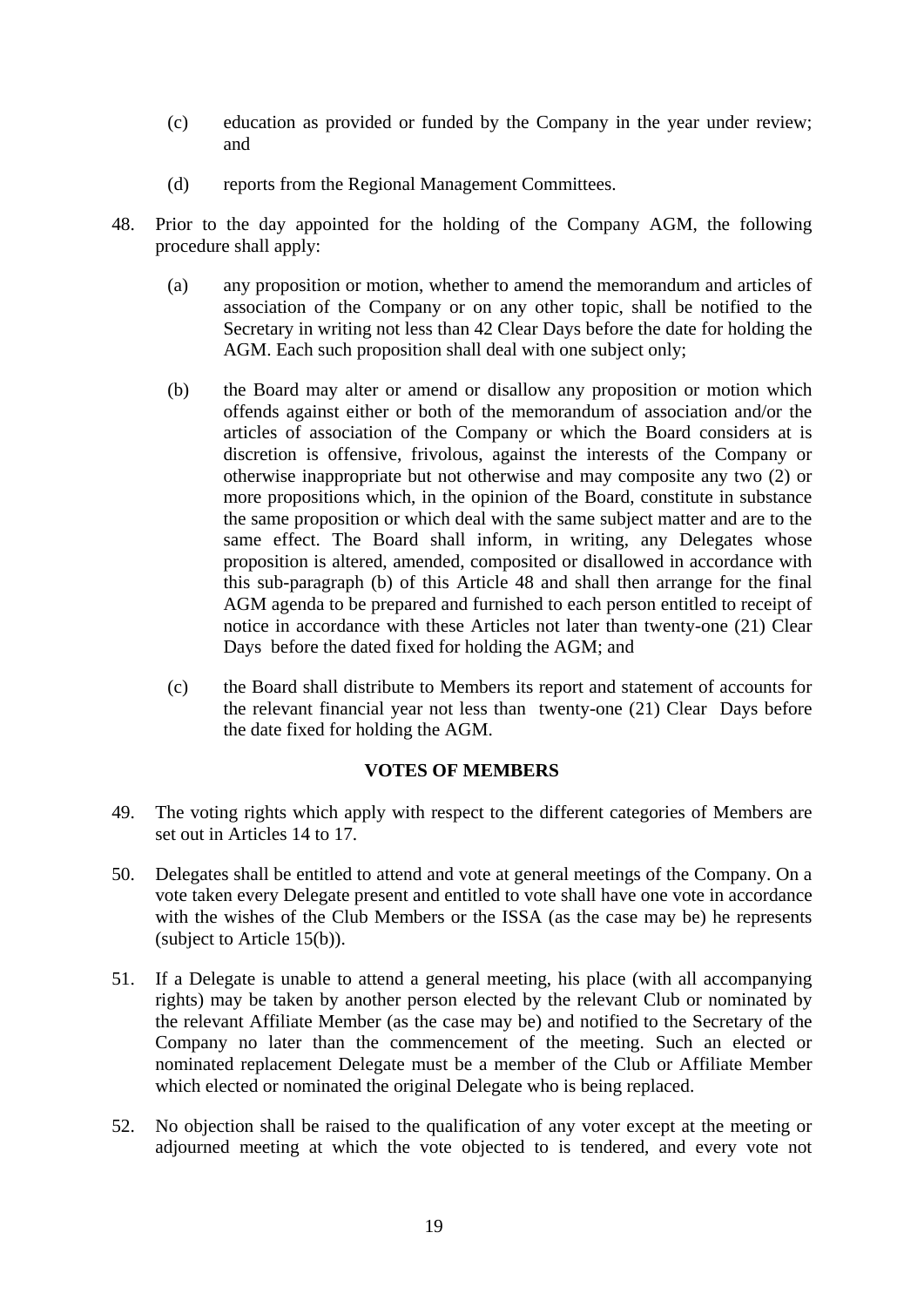(c) education as provided or funded by the Company in the year under review; and

(d) reports from the Regional Management Committees.

48. Prior to the day appointed for the holding of the Company AGM, the following procedure shall apply:

(a) any proposition or motion, whether to amend the memorandum and articles of association of the Company or on any other topic, shall be notified to the Secretary in writing not less than 42 Clear Days before the date for holding the AGM. Each such proposition shall deal with one subject only;

(b) the Board may alter or amend or disallow any proposition or motion which offends against either or both of the memorandum of association and/or the articles of association of the Company or which the Board considers at is discretion is offensive, frivolous, against the interests of the Company or otherwise inappropriate but not otherwise and may composite any two (2) or more propositions which, in the opinion of the Board, constitute in substance the same proposition or which deal with the same subject matter and are to the same effect. The Board shall inform, in writing, any Delegates whose proposition is altered, amended, composited or disallowed in accordance with this sub-paragraph (b) of this Article 48 and shall then arrange for the final AGM agenda to be prepared and furnished to each person entitled to receipt of notice in accordance with these Articles not later than twenty-one (21) Clear Days before the dated fixed for holding the AGM; and

(c) the Board shall distribute to Members its report and statement of accounts for the relevant financial year not less than twenty-one (21) Clear Days before the date fixed for holding the AGM.

**VOTES OF MEMBERS**

49. The voting rights which apply with respect to the different categories of Members are set out in Articles 14 to 17.

50. Delegates shall be entitled to attend and vote at general meetings of the Company. On a vote taken every Delegate present and entitled to vote shall have one vote in accordance with the wishes of the Club Members or the ISSA (as the case may be) he represents (subject to Article 15(b)).

51. If a Delegate is unable to attend a general meeting, his place (with all accompanying rights) may be taken by another person elected by the relevant Club or nominated by the relevant Affiliate Member (as the case may be) and notified to the Secretary of the Company no later than the commencement of the meeting. Such an elected or nominated replacement Delegate must be a member of the Club or Affiliate Member which elected or nominated the original Delegate who is being replaced.

52. No objection shall be raised to the qualification of any voter except at the meeting or adjourned meeting at which the vote objected to is tendered, and every vote not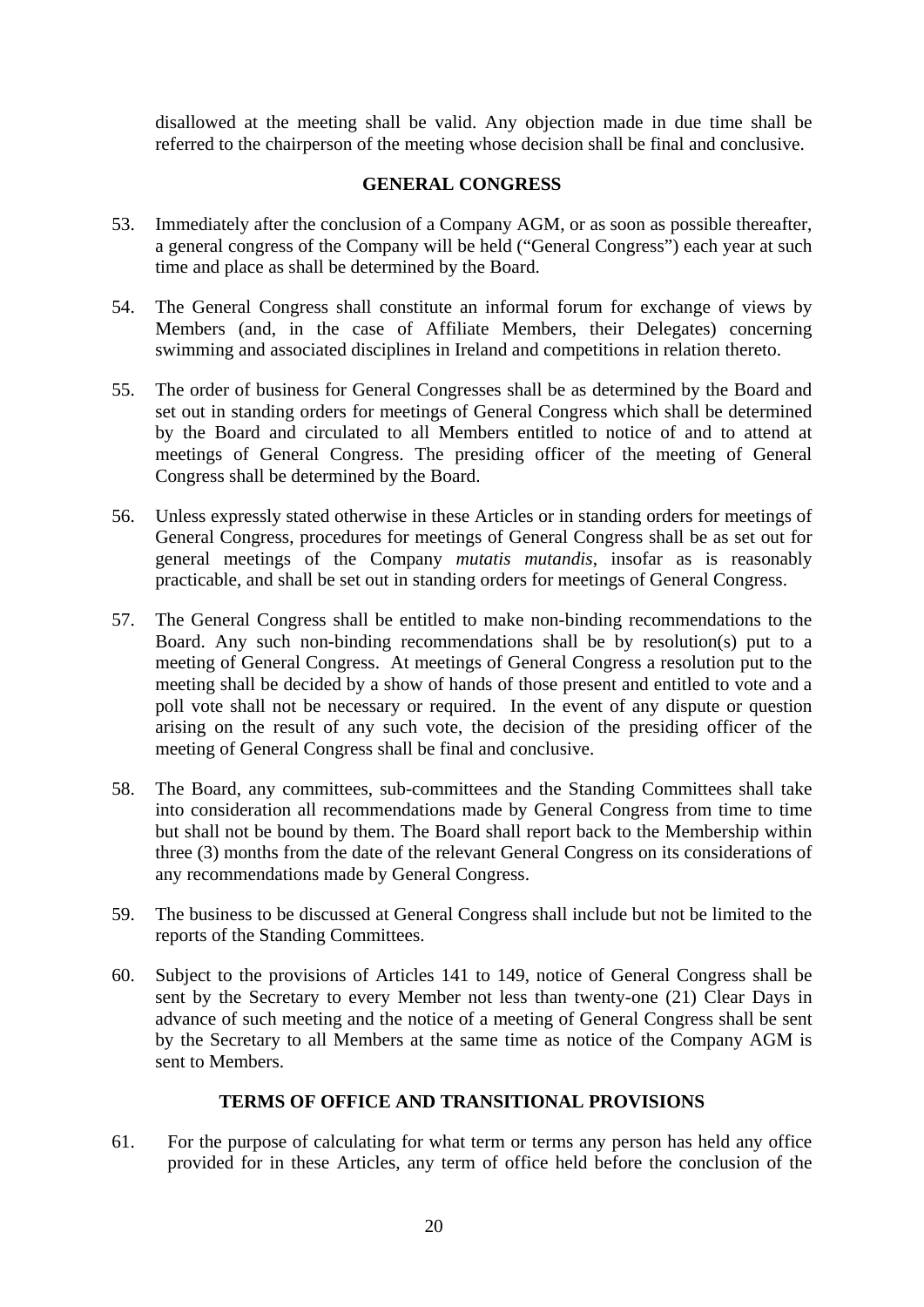disallowed at the meeting shall be valid. Any objection made in due time shall be referred to the chairperson of the meeting whose decision shall be final and conclusive.

## GENERAL CONGRESS

53. Immediately after the conclusion of a Company AGM, or as soon as possible thereafter, a general congress of the Company will be held ("General Congress") each year at such time and place as shall be determined by the Board.

54. The General Congress shall constitute an informal forum for exchange of views by Members (and, in the case of Affiliate Members, their Delegates) concerning swimming and associated disciplines in Ireland and competitions in relation thereto.

55. The order of business for General Congresses shall be as determined by the Board and set out in standing orders for meetings of General Congress which shall be determined by the Board and circulated to all Members entitled to notice of and to attend at meetings of General Congress. The presiding officer of the meeting of General Congress shall be determined by the Board.

56. Unless expressly stated otherwise in these Articles or in standing orders for meetings of General Congress, procedures for meetings of General Congress shall be as set out for general meetings of the Company *mutatis mutandis*, insofar as is reasonably practicable, and shall be set out in standing orders for meetings of General Congress.

57. The General Congress shall be entitled to make non-binding recommendations to the Board. Any such non-binding recommendations shall be by resolution(s) put to a meeting of General Congress. At meetings of General Congress a resolution put to the meeting shall be decided by a show of hands of those present and entitled to vote and a poll vote shall not be necessary or required. In the event of any dispute or question arising on the result of any such vote, the decision of the presiding officer of the meeting of General Congress shall be final and conclusive.

58. The Board, any committees, sub-committees and the Standing Committees shall take into consideration all recommendations made by General Congress from time to time but shall not be bound by them. The Board shall report back to the Membership within three (3) months from the date of the relevant General Congress on its considerations of any recommendations made by General Congress.

59. The business to be discussed at General Congress shall include but not be limited to the reports of the Standing Committees.

60. Subject to the provisions of Articles 141 to 149, notice of General Congress shall be sent by the Secretary to every Member not less than twenty-one (21) Clear Days in advance of such meeting and the notice of a meeting of General Congress shall be sent by the Secretary to all Members at the same time as notice of the Company AGM is sent to Members.

## TERMS OF OFFICE AND TRANSITIONAL PROVISIONS

61. For the purpose of calculating for what term or terms any person has held any office provided for in these Articles, any term of office held before the conclusion of the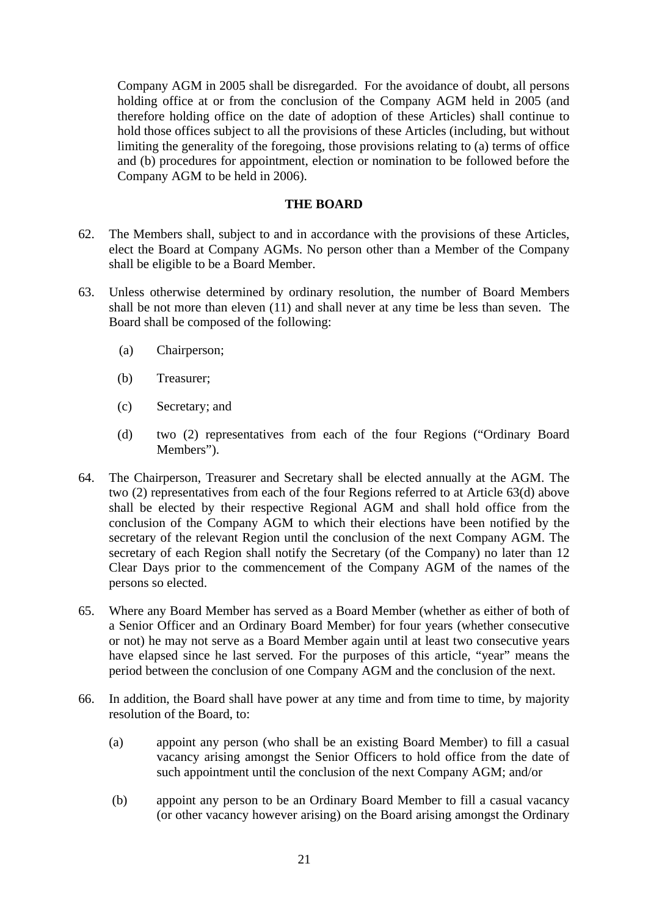Company AGM in 2005 shall be disregarded. For the avoidance of doubt, all persons holding office at or from the conclusion of the Company AGM held in 2005 (and therefore holding office on the date of adoption of these Articles) shall continue to hold those offices subject to all the provisions of these Articles (including, but without limiting the generality of the foregoing, those provisions relating to (a) terms of office and (b) procedures for appointment, election or nomination to be followed before the Company AGM to be held in 2006).

## THE BOARD

62. The Members shall, subject to and in accordance with the provisions of these Articles, elect the Board at Company AGMs. No person other than a Member of the Company shall be eligible to be a Board Member.

63. Unless otherwise determined by ordinary resolution, the number of Board Members shall be not more than eleven (11) and shall never at any time be less than seven. The Board shall be composed of the following:

    (a) Chairperson;

    (b) Treasurer;

    (c) Secretary; and

    (d) two (2) representatives from each of the four Regions ("Ordinary Board Members").

64. The Chairperson, Treasurer and Secretary shall be elected annually at the AGM. The two (2) representatives from each of the four Regions referred to at Article 63(d) above shall be elected by their respective Regional AGM and shall hold office from the conclusion of the Company AGM to which their elections have been notified by the secretary of the relevant Region until the conclusion of the next Company AGM. The secretary of each Region shall notify the Secretary (of the Company) no later than 12 Clear Days prior to the commencement of the Company AGM of the names of the persons so elected.

65. Where any Board Member has served as a Board Member (whether as either of both of a Senior Officer and an Ordinary Board Member) for four years (whether consecutive or not) he may not serve as a Board Member again until at least two consecutive years have elapsed since he last served. For the purposes of this article, "year" means the period between the conclusion of one Company AGM and the conclusion of the next.

66. In addition, the Board shall have power at any time and from time to time, by majority resolution of the Board, to:

    (a) appoint any person (who shall be an existing Board Member) to fill a casual vacancy arising amongst the Senior Officers to hold office from the date of such appointment until the conclusion of the next Company AGM; and/or

    (b) appoint any person to be an Ordinary Board Member to fill a casual vacancy (or other vacancy however arising) on the Board arising amongst the Ordinary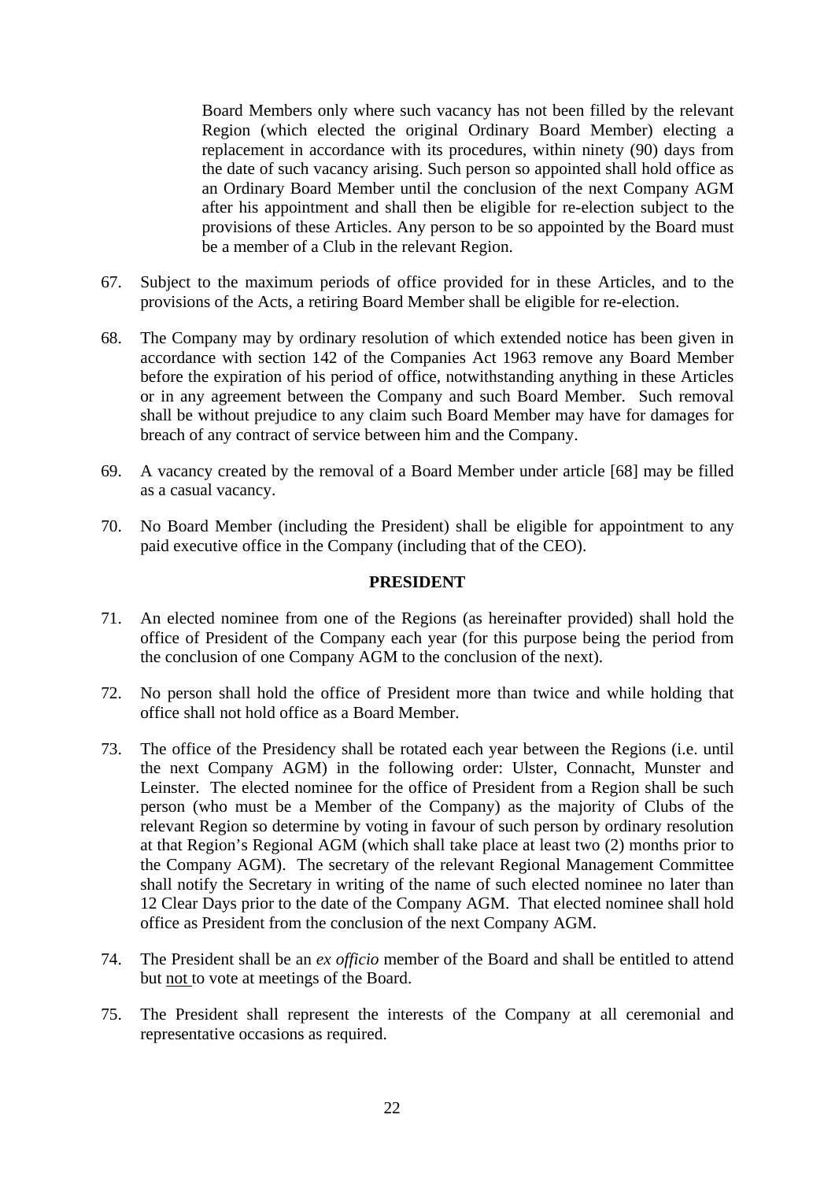Board Members only where such vacancy has not been filled by the relevant Region (which elected the original Ordinary Board Member) electing a replacement in accordance with its procedures, within ninety (90) days from the date of such vacancy arising. Such person so appointed shall hold office as an Ordinary Board Member until the conclusion of the next Company AGM after his appointment and shall then be eligible for re-election subject to the provisions of these Articles. Any person to be so appointed by the Board must be a member of a Club in the relevant Region.

67. Subject to the maximum periods of office provided for in these Articles, and to the provisions of the Acts, a retiring Board Member shall be eligible for re-election.

68. The Company may by ordinary resolution of which extended notice has been given in accordance with section 142 of the Companies Act 1963 remove any Board Member before the expiration of his period of office, notwithstanding anything in these Articles or in any agreement between the Company and such Board Member. Such removal shall be without prejudice to any claim such Board Member may have for damages for breach of any contract of service between him and the Company.

69. A vacancy created by the removal of a Board Member under article [68] may be filled as a casual vacancy.

70. No Board Member (including the President) shall be eligible for appointment to any paid executive office in the Company (including that of the CEO).

## PRESIDENT

71. An elected nominee from one of the Regions (as hereinafter provided) shall hold the office of President of the Company each year (for this purpose being the period from the conclusion of one Company AGM to the conclusion of the next).

72. No person shall hold the office of President more than twice and while holding that office shall not hold office as a Board Member.

73. The office of the Presidency shall be rotated each year between the Regions (i.e. until the next Company AGM) in the following order: Ulster, Connacht, Munster and Leinster. The elected nominee for the office of President from a Region shall be such person (who must be a Member of the Company) as the majority of Clubs of the relevant Region so determine by voting in favour of such person by ordinary resolution at that Region's Regional AGM (which shall take place at least two (2) months prior to the Company AGM). The secretary of the relevant Regional Management Committee shall notify the Secretary in writing of the name of such elected nominee no later than 12 Clear Days prior to the date of the Company AGM. That elected nominee shall hold office as President from the conclusion of the next Company AGM.

74. The President shall be an *ex officio* member of the Board and shall be entitled to attend but <u>not</u> to vote at meetings of the Board.

75. The President shall represent the interests of the Company at all ceremonial and representative occasions as required.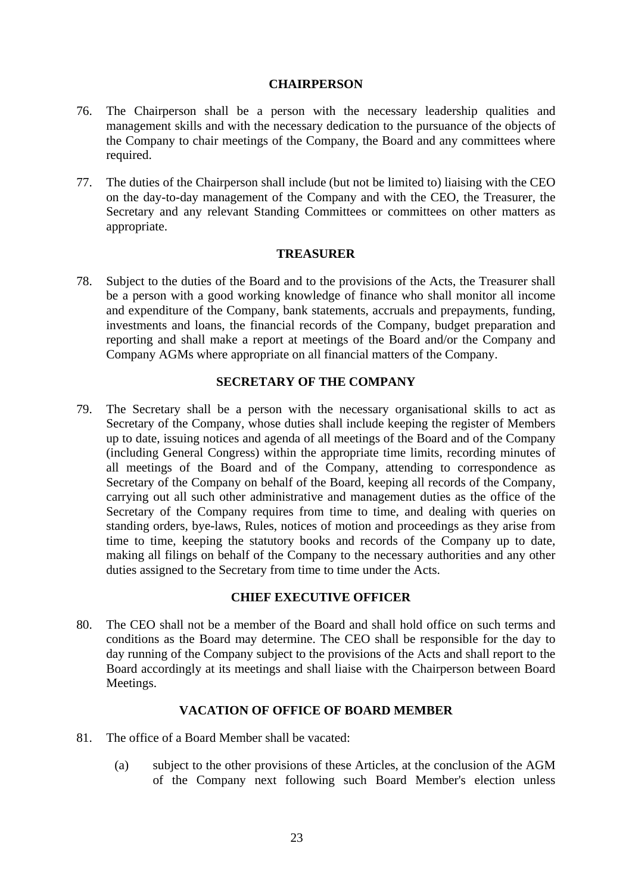## CHAIRPERSON

76. The Chairperson shall be a person with the necessary leadership qualities and management skills and with the necessary dedication to the pursuance of the objects of the Company to chair meetings of the Company, the Board and any committees where required.

77. The duties of the Chairperson shall include (but not be limited to) liaising with the CEO on the day-to-day management of the Company and with the CEO, the Treasurer, the Secretary and any relevant Standing Committees or committees on other matters as appropriate.

## TREASURER

78. Subject to the duties of the Board and to the provisions of the Acts, the Treasurer shall be a person with a good working knowledge of finance who shall monitor all income and expenditure of the Company, bank statements, accruals and prepayments, funding, investments and loans, the financial records of the Company, budget preparation and reporting and shall make a report at meetings of the Board and/or the Company and Company AGMs where appropriate on all financial matters of the Company.

## SECRETARY OF THE COMPANY

79. The Secretary shall be a person with the necessary organisational skills to act as Secretary of the Company, whose duties shall include keeping the register of Members up to date, issuing notices and agenda of all meetings of the Board and of the Company (including General Congress) within the appropriate time limits, recording minutes of all meetings of the Board and of the Company, attending to correspondence as Secretary of the Company on behalf of the Board, keeping all records of the Company, carrying out all such other administrative and management duties as the office of the Secretary of the Company requires from time to time, and dealing with queries on standing orders, bye-laws, Rules, notices of motion and proceedings as they arise from time to time, keeping the statutory books and records of the Company up to date, making all filings on behalf of the Company to the necessary authorities and any other duties assigned to the Secretary from time to time under the Acts.

## CHIEF EXECUTIVE OFFICER

80. The CEO shall not be a member of the Board and shall hold office on such terms and conditions as the Board may determine. The CEO shall be responsible for the day to day running of the Company subject to the provisions of the Acts and shall report to the Board accordingly at its meetings and shall liaise with the Chairperson between Board Meetings.

## VACATION OF OFFICE OF BOARD MEMBER

81. The office of a Board Member shall be vacated:

    (a) subject to the other provisions of these Articles, at the conclusion of the AGM of the Company next following such Board Member's election unless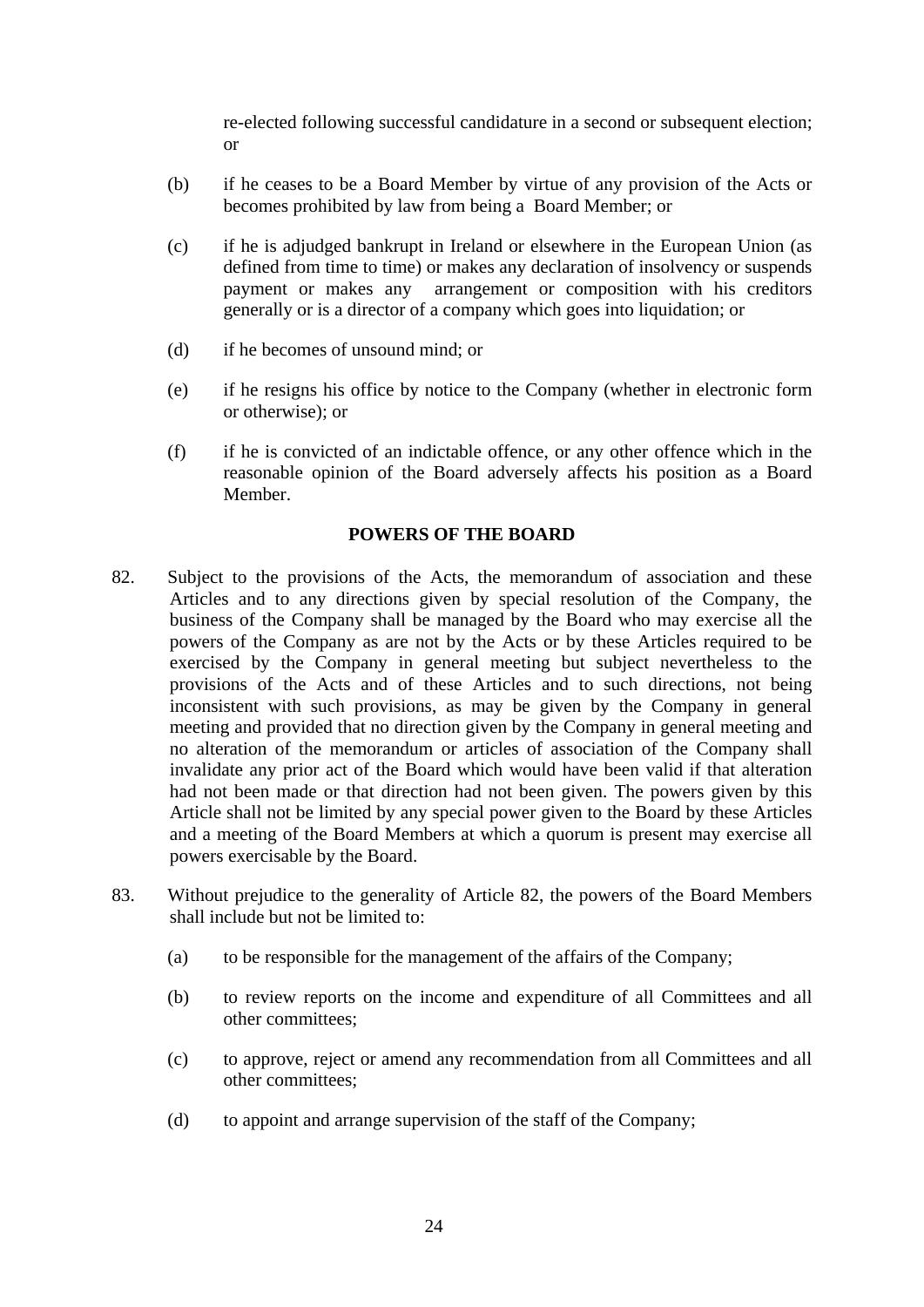re-elected following successful candidature in a second or subsequent election; or

(b) if he ceases to be a Board Member by virtue of any provision of the Acts or becomes prohibited by law from being a Board Member; or

(c) if he is adjudged bankrupt in Ireland or elsewhere in the European Union (as defined from time to time) or makes any declaration of insolvency or suspends payment or makes any arrangement or composition with his creditors generally or is a director of a company which goes into liquidation; or

(d) if he becomes of unsound mind; or

(e) if he resigns his office by notice to the Company (whether in electronic form or otherwise); or

(f) if he is convicted of an indictable offence, or any other offence which in the reasonable opinion of the Board adversely affects his position as a Board Member.

## POWERS OF THE BOARD

82. Subject to the provisions of the Acts, the memorandum of association and these Articles and to any directions given by special resolution of the Company, the business of the Company shall be managed by the Board who may exercise all the powers of the Company as are not by the Acts or by these Articles required to be exercised by the Company in general meeting but subject nevertheless to the provisions of the Acts and of these Articles and to such directions, not being inconsistent with such provisions, as may be given by the Company in general meeting and provided that no direction given by the Company in general meeting and no alteration of the memorandum or articles of association of the Company shall invalidate any prior act of the Board which would have been valid if that alteration had not been made or that direction had not been given. The powers given by this Article shall not be limited by any special power given to the Board by these Articles and a meeting of the Board Members at which a quorum is present may exercise all powers exercisable by the Board.

83. Without prejudice to the generality of Article 82, the powers of the Board Members shall include but not be limited to:

(a) to be responsible for the management of the affairs of the Company;

(b) to review reports on the income and expenditure of all Committees and all other committees;

(c) to approve, reject or amend any recommendation from all Committees and all other committees;

(d) to appoint and arrange supervision of the staff of the Company;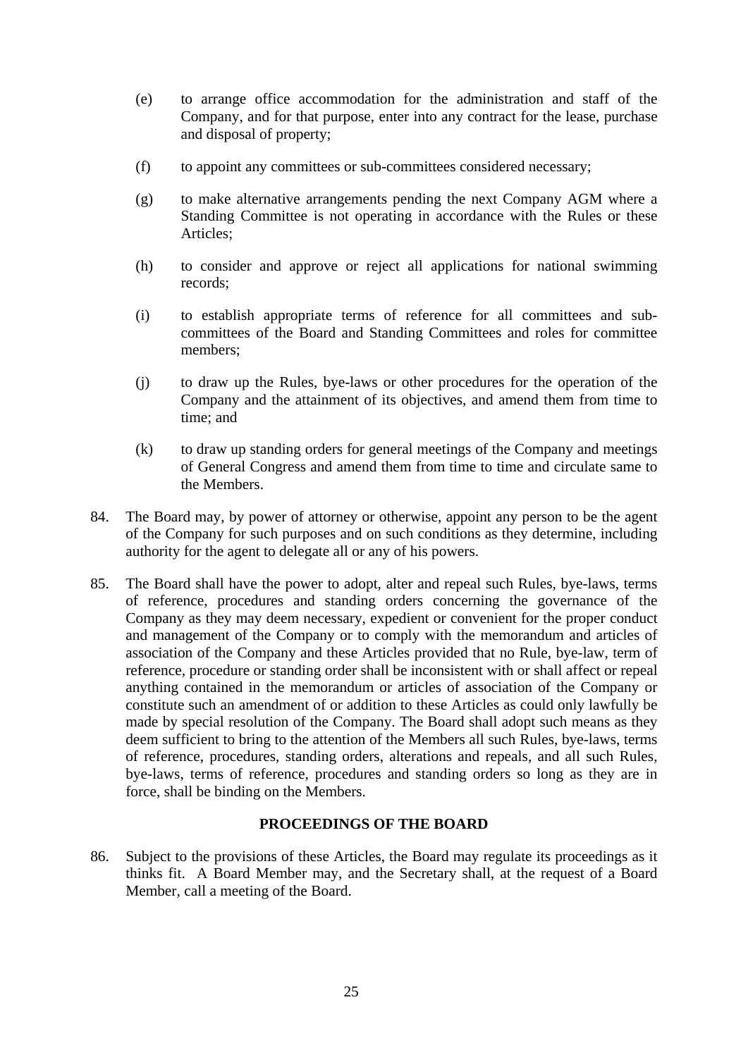(e) to arrange office accommodation for the administration and staff of the Company, and for that purpose, enter into any contract for the lease, purchase and disposal of property;

(f) to appoint any committees or sub-committees considered necessary;

(g) to make alternative arrangements pending the next Company AGM where a Standing Committee is not operating in accordance with the Rules or these Articles;

(h) to consider and approve or reject all applications for national swimming records;

(i) to establish appropriate terms of reference for all committees and sub-committees of the Board and Standing Committees and roles for committee members;

(j) to draw up the Rules, bye-laws or other procedures for the operation of the Company and the attainment of its objectives, and amend them from time to time; and

(k) to draw up standing orders for general meetings of the Company and meetings of General Congress and amend them from time to time and circulate same to the Members.

84. The Board may, by power of attorney or otherwise, appoint any person to be the agent of the Company for such purposes and on such conditions as they determine, including authority for the agent to delegate all or any of his powers.

85. The Board shall have the power to adopt, alter and repeal such Rules, bye-laws, terms of reference, procedures and standing orders concerning the governance of the Company as they may deem necessary, expedient or convenient for the proper conduct and management of the Company or to comply with the memorandum and articles of association of the Company and these Articles provided that no Rule, bye-law, term of reference, procedure or standing order shall be inconsistent with or shall affect or repeal anything contained in the memorandum or articles of association of the Company or constitute such an amendment of or addition to these Articles as could only lawfully be made by special resolution of the Company. The Board shall adopt such means as they deem sufficient to bring to the attention of the Members all such Rules, bye-laws, terms of reference, procedures, standing orders, alterations and repeals, and all such Rules, bye-laws, terms of reference, procedures and standing orders so long as they are in force, shall be binding on the Members.

## PROCEEDINGS OF THE BOARD

86. Subject to the provisions of these Articles, the Board may regulate its proceedings as it thinks fit. A Board Member may, and the Secretary shall, at the request of a Board Member, call a meeting of the Board.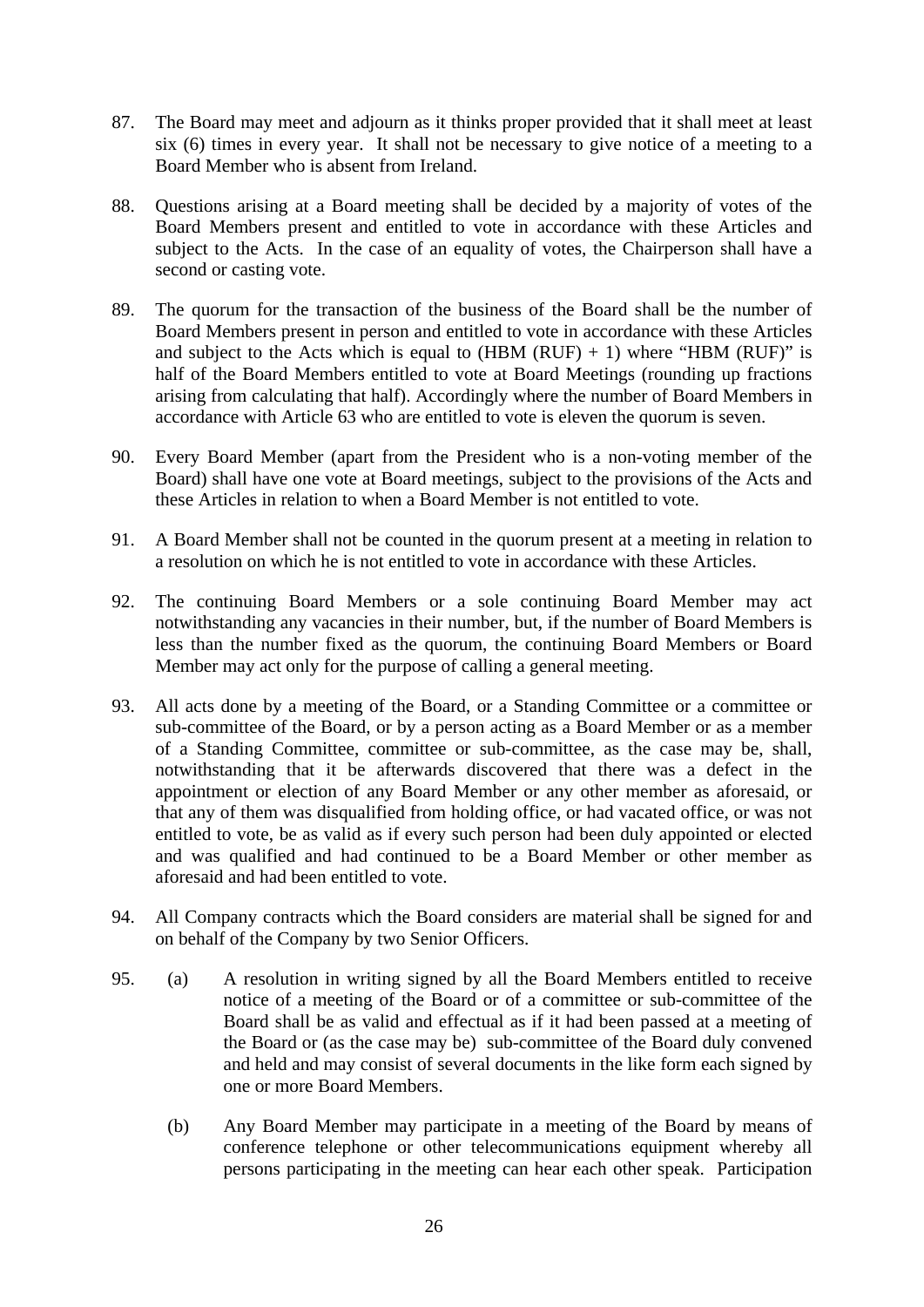87. The Board may meet and adjourn as it thinks proper provided that it shall meet at least six (6) times in every year. It shall not be necessary to give notice of a meeting to a Board Member who is absent from Ireland.

88. Questions arising at a Board meeting shall be decided by a majority of votes of the Board Members present and entitled to vote in accordance with these Articles and subject to the Acts. In the case of an equality of votes, the Chairperson shall have a second or casting vote.

89. The quorum for the transaction of the business of the Board shall be the number of Board Members present in person and entitled to vote in accordance with these Articles and subject to the Acts which is equal to (HBM (RUF) + 1) where "HBM (RUF)" is half of the Board Members entitled to vote at Board Meetings (rounding up fractions arising from calculating that half). Accordingly where the number of Board Members in accordance with Article 63 who are entitled to vote is eleven the quorum is seven.

90. Every Board Member (apart from the President who is a non-voting member of the Board) shall have one vote at Board meetings, subject to the provisions of the Acts and these Articles in relation to when a Board Member is not entitled to vote.

91. A Board Member shall not be counted in the quorum present at a meeting in relation to a resolution on which he is not entitled to vote in accordance with these Articles.

92. The continuing Board Members or a sole continuing Board Member may act notwithstanding any vacancies in their number, but, if the number of Board Members is less than the number fixed as the quorum, the continuing Board Members or Board Member may act only for the purpose of calling a general meeting.

93. All acts done by a meeting of the Board, or a Standing Committee or a committee or sub-committee of the Board, or by a person acting as a Board Member or as a member of a Standing Committee, committee or sub-committee, as the case may be, shall, notwithstanding that it be afterwards discovered that there was a defect in the appointment or election of any Board Member or any other member as aforesaid, or that any of them was disqualified from holding office, or had vacated office, or was not entitled to vote, be as valid as if every such person had been duly appointed or elected and was qualified and had continued to be a Board Member or other member as aforesaid and had been entitled to vote.

94. All Company contracts which the Board considers are material shall be signed for and on behalf of the Company by two Senior Officers.

95. (a) A resolution in writing signed by all the Board Members entitled to receive notice of a meeting of the Board or of a committee or sub-committee of the Board shall be as valid and effectual as if it had been passed at a meeting of the Board or (as the case may be) sub-committee of the Board duly convened and held and may consist of several documents in the like form each signed by one or more Board Members.

    (b) Any Board Member may participate in a meeting of the Board by means of conference telephone or other telecommunications equipment whereby all persons participating in the meeting can hear each other speak. Participation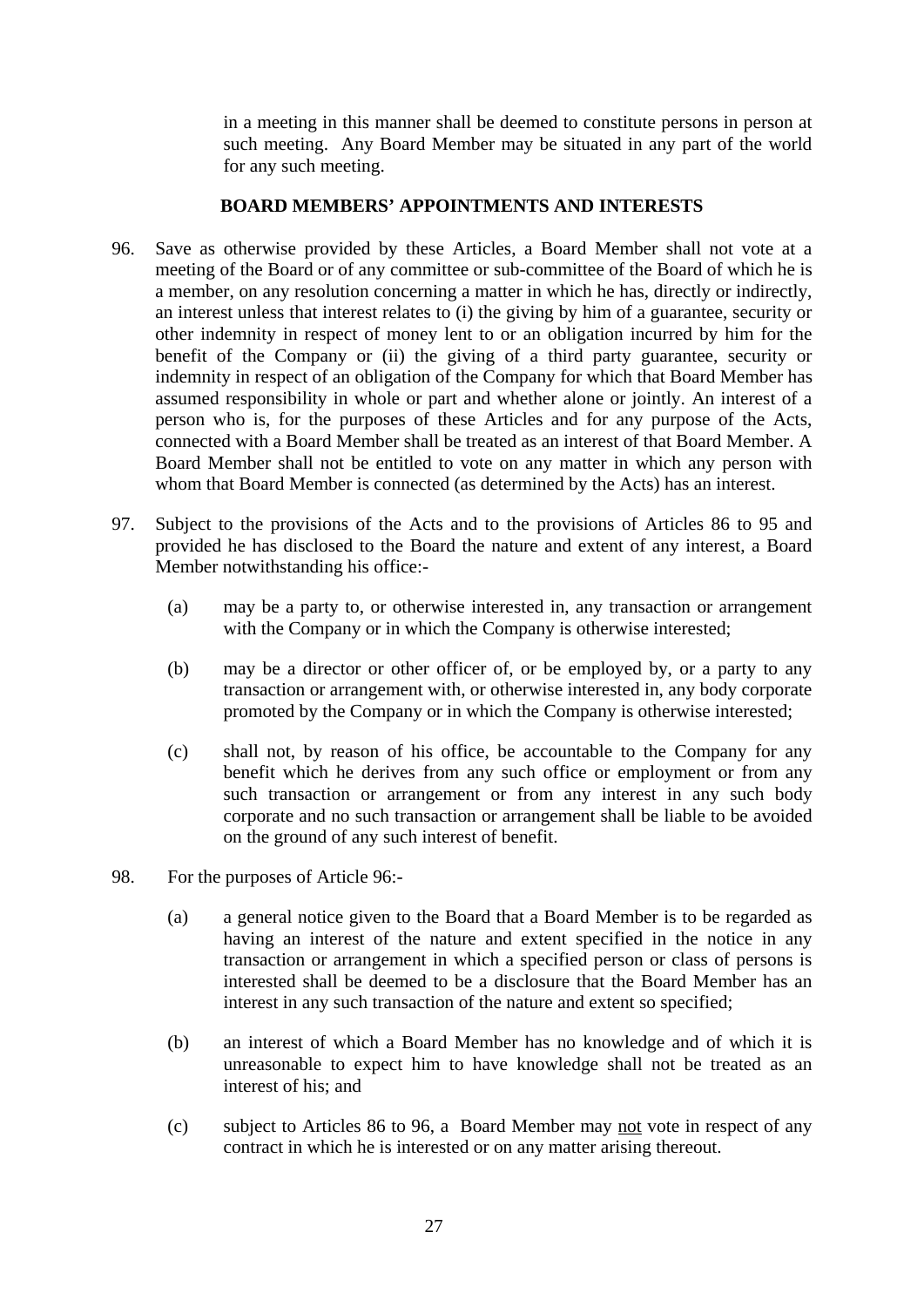in a meeting in this manner shall be deemed to constitute persons in person at such meeting. Any Board Member may be situated in any part of the world for any such meeting.

## BOARD MEMBERS' APPOINTMENTS AND INTERESTS

96. Save as otherwise provided by these Articles, a Board Member shall not vote at a meeting of the Board or of any committee or sub-committee of the Board of which he is a member, on any resolution concerning a matter in which he has, directly or indirectly, an interest unless that interest relates to (i) the giving by him of a guarantee, security or other indemnity in respect of money lent to or an obligation incurred by him for the benefit of the Company or (ii) the giving of a third party guarantee, security or indemnity in respect of an obligation of the Company for which that Board Member has assumed responsibility in whole or part and whether alone or jointly. An interest of a person who is, for the purposes of these Articles and for any purpose of the Acts, connected with a Board Member shall be treated as an interest of that Board Member. A Board Member shall not be entitled to vote on any matter in which any person with whom that Board Member is connected (as determined by the Acts) has an interest.

97. Subject to the provisions of the Acts and to the provisions of Articles 86 to 95 and provided he has disclosed to the Board the nature and extent of any interest, a Board Member notwithstanding his office:-

    (a) may be a party to, or otherwise interested in, any transaction or arrangement with the Company or in which the Company is otherwise interested;

    (b) may be a director or other officer of, or be employed by, or a party to any transaction or arrangement with, or otherwise interested in, any body corporate promoted by the Company or in which the Company is otherwise interested;

    (c) shall not, by reason of his office, be accountable to the Company for any benefit which he derives from any such office or employment or from any such transaction or arrangement or from any interest in any such body corporate and no such transaction or arrangement shall be liable to be avoided on the ground of any such interest of benefit.

98. For the purposes of Article 96:-

    (a) a general notice given to the Board that a Board Member is to be regarded as having an interest of the nature and extent specified in the notice in any transaction or arrangement in which a specified person or class of persons is interested shall be deemed to be a disclosure that the Board Member has an interest in any such transaction of the nature and extent so specified;

    (b) an interest of which a Board Member has no knowledge and of which it is unreasonable to expect him to have knowledge shall not be treated as an interest of his; and

    (c) subject to Articles 86 to 96, a Board Member may not vote in respect of any contract in which he is interested or on any matter arising thereout.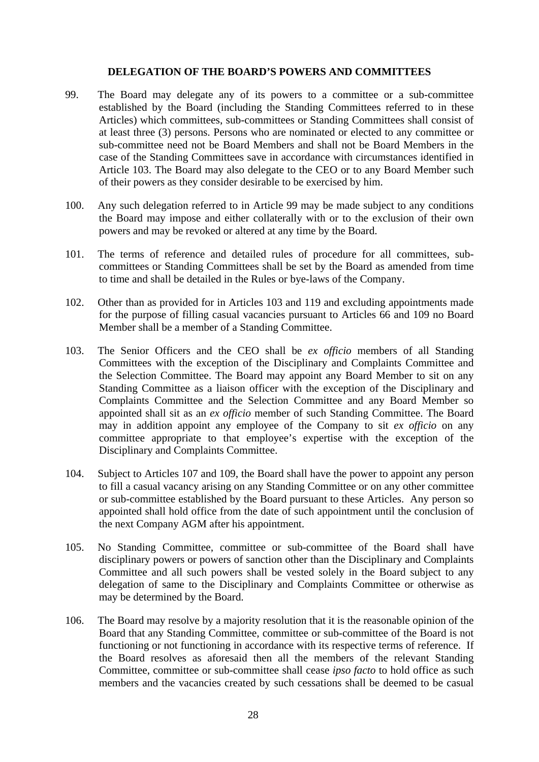## DELEGATION OF THE BOARD'S POWERS AND COMMITTEES

99. The Board may delegate any of its powers to a committee or a sub-committee established by the Board (including the Standing Committees referred to in these Articles) which committees, sub-committees or Standing Committees shall consist of at least three (3) persons. Persons who are nominated or elected to any committee or sub-committee need not be Board Members and shall not be Board Members in the case of the Standing Committees save in accordance with circumstances identified in Article 103. The Board may also delegate to the CEO or to any Board Member such of their powers as they consider desirable to be exercised by him.

100. Any such delegation referred to in Article 99 may be made subject to any conditions the Board may impose and either collaterally with or to the exclusion of their own powers and may be revoked or altered at any time by the Board.

101. The terms of reference and detailed rules of procedure for all committees, sub-committees or Standing Committees shall be set by the Board as amended from time to time and shall be detailed in the Rules or bye-laws of the Company.

102. Other than as provided for in Articles 103 and 119 and excluding appointments made for the purpose of filling casual vacancies pursuant to Articles 66 and 109 no Board Member shall be a member of a Standing Committee.

103. The Senior Officers and the CEO shall be *ex officio* members of all Standing Committees with the exception of the Disciplinary and Complaints Committee and the Selection Committee. The Board may appoint any Board Member to sit on any Standing Committee as a liaison officer with the exception of the Disciplinary and Complaints Committee and the Selection Committee and any Board Member so appointed shall sit as an *ex officio* member of such Standing Committee. The Board may in addition appoint any employee of the Company to sit *ex officio* on any committee appropriate to that employee's expertise with the exception of the Disciplinary and Complaints Committee.

104. Subject to Articles 107 and 109, the Board shall have the power to appoint any person to fill a casual vacancy arising on any Standing Committee or on any other committee or sub-committee established by the Board pursuant to these Articles. Any person so appointed shall hold office from the date of such appointment until the conclusion of the next Company AGM after his appointment.

105. No Standing Committee, committee or sub-committee of the Board shall have disciplinary powers or powers of sanction other than the Disciplinary and Complaints Committee and all such powers shall be vested solely in the Board subject to any delegation of same to the Disciplinary and Complaints Committee or otherwise as may be determined by the Board.

106. The Board may resolve by a majority resolution that it is the reasonable opinion of the Board that any Standing Committee, committee or sub-committee of the Board is not functioning or not functioning in accordance with its respective terms of reference. If the Board resolves as aforesaid then all the members of the relevant Standing Committee, committee or sub-committee shall cease *ipso facto* to hold office as such members and the vacancies created by such cessations shall be deemed to be casual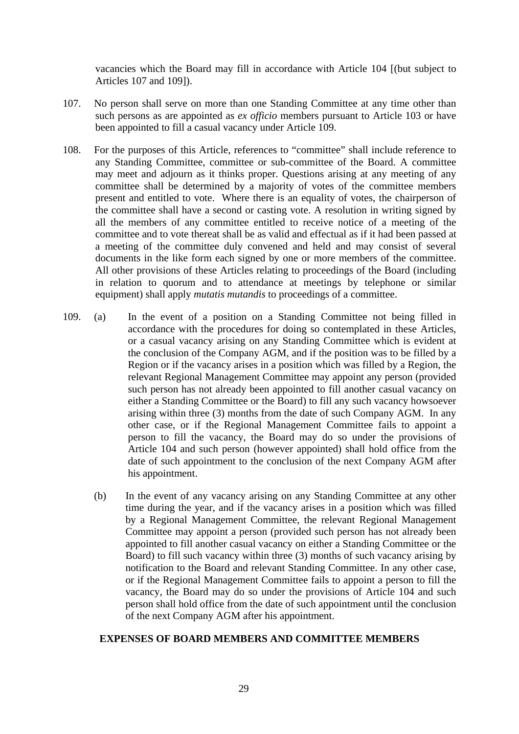vacancies which the Board may fill in accordance with Article 104 [(but subject to Articles 107 and 109]).

107. No person shall serve on more than one Standing Committee at any time other than such persons as are appointed as *ex officio* members pursuant to Article 103 or have been appointed to fill a casual vacancy under Article 109.

108. For the purposes of this Article, references to "committee" shall include reference to any Standing Committee, committee or sub-committee of the Board. A committee may meet and adjourn as it thinks proper. Questions arising at any meeting of any committee shall be determined by a majority of votes of the committee members present and entitled to vote. Where there is an equality of votes, the chairperson of the committee shall have a second or casting vote. A resolution in writing signed by all the members of any committee entitled to receive notice of a meeting of the committee and to vote thereat shall be as valid and effectual as if it had been passed at a meeting of the committee duly convened and held and may consist of several documents in the like form each signed by one or more members of the committee. All other provisions of these Articles relating to proceedings of the Board (including in relation to quorum and to attendance at meetings by telephone or similar equipment) shall apply *mutatis mutandis* to proceedings of a committee.

109. (a) In the event of a position on a Standing Committee not being filled in accordance with the procedures for doing so contemplated in these Articles, or a casual vacancy arising on any Standing Committee which is evident at the conclusion of the Company AGM, and if the position was to be filled by a Region or if the vacancy arises in a position which was filled by a Region, the relevant Regional Management Committee may appoint any person (provided such person has not already been appointed to fill another casual vacancy on either a Standing Committee or the Board) to fill any such vacancy howsoever arising within three (3) months from the date of such Company AGM. In any other case, or if the Regional Management Committee fails to appoint a person to fill the vacancy, the Board may do so under the provisions of Article 104 and such person (however appointed) shall hold office from the date of such appointment to the conclusion of the next Company AGM after his appointment.

(b) In the event of any vacancy arising on any Standing Committee at any other time during the year, and if the vacancy arises in a position which was filled by a Regional Management Committee, the relevant Regional Management Committee may appoint a person (provided such person has not already been appointed to fill another casual vacancy on either a Standing Committee or the Board) to fill such vacancy within three (3) months of such vacancy arising by notification to the Board and relevant Standing Committee. In any other case, or if the Regional Management Committee fails to appoint a person to fill the vacancy, the Board may do so under the provisions of Article 104 and such person shall hold office from the date of such appointment until the conclusion of the next Company AGM after his appointment.

## EXPENSES OF BOARD MEMBERS AND COMMITTEE MEMBERS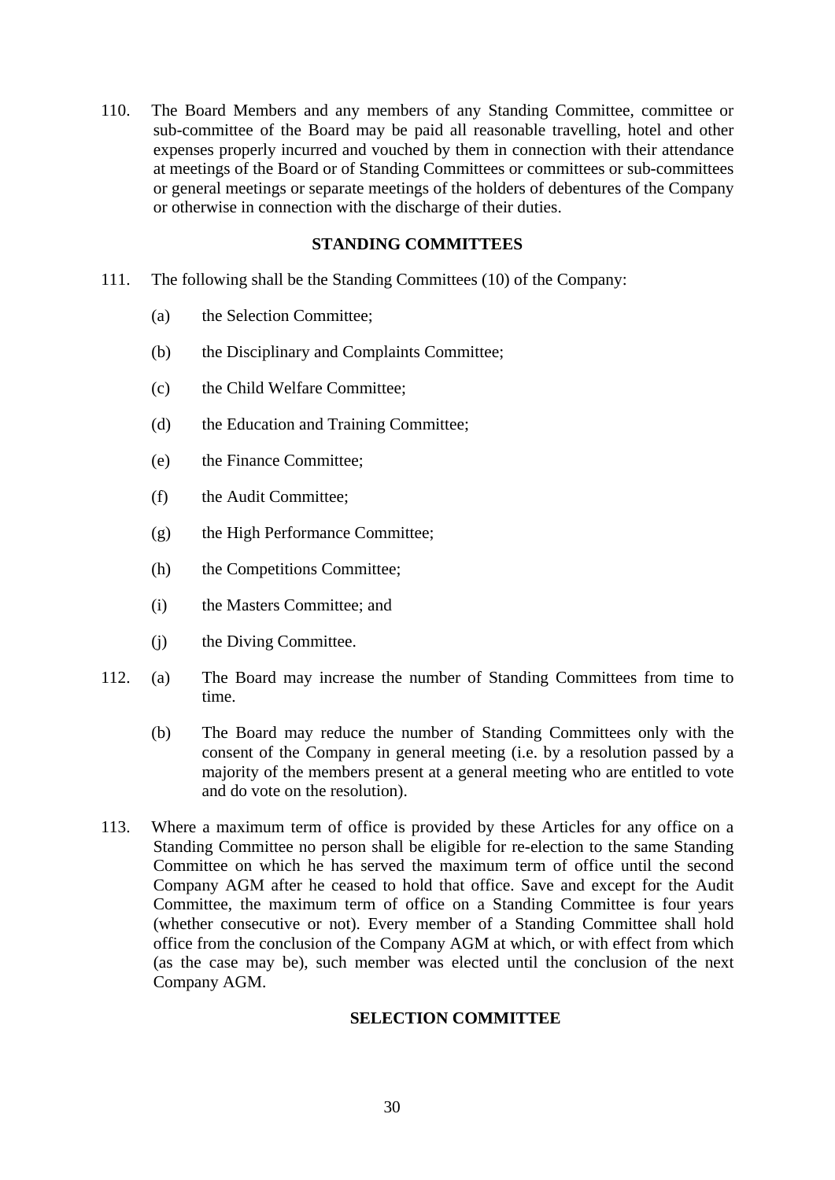110. The Board Members and any members of any Standing Committee, committee or sub-committee of the Board may be paid all reasonable travelling, hotel and other expenses properly incurred and vouched by them in connection with their attendance at meetings of the Board or of Standing Committees or committees or sub-committees or general meetings or separate meetings of the holders of debentures of the Company or otherwise in connection with the discharge of their duties.

## STANDING COMMITTEES

111. The following shall be the Standing Committees (10) of the Company:

   (a) the Selection Committee;

   (b) the Disciplinary and Complaints Committee;

   (c) the Child Welfare Committee;

   (d) the Education and Training Committee;

   (e) the Finance Committee;

   (f) the Audit Committee;

   (g) the High Performance Committee;

   (h) the Competitions Committee;

   (i) the Masters Committee; and

   (j) the Diving Committee.

112. (a) The Board may increase the number of Standing Committees from time to time.

   (b) The Board may reduce the number of Standing Committees only with the consent of the Company in general meeting (i.e. by a resolution passed by a majority of the members present at a general meeting who are entitled to vote and do vote on the resolution).

113. Where a maximum term of office is provided by these Articles for any office on a Standing Committee no person shall be eligible for re-election to the same Standing Committee on which he has served the maximum term of office until the second Company AGM after he ceased to hold that office. Save and except for the Audit Committee, the maximum term of office on a Standing Committee is four years (whether consecutive or not). Every member of a Standing Committee shall hold office from the conclusion of the Company AGM at which, or with effect from which (as the case may be), such member was elected until the conclusion of the next Company AGM.

## SELECTION COMMITTEE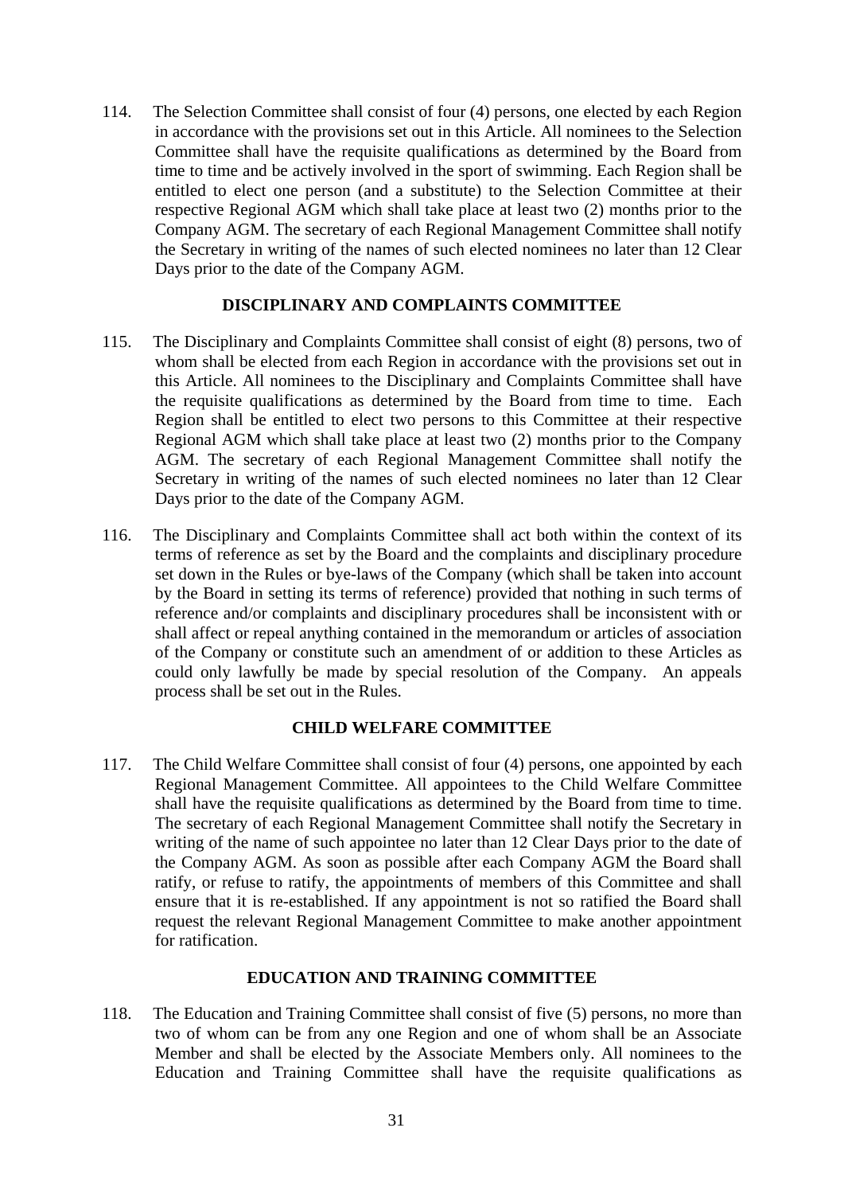114. The Selection Committee shall consist of four (4) persons, one elected by each Region in accordance with the provisions set out in this Article. All nominees to the Selection Committee shall have the requisite qualifications as determined by the Board from time to time and be actively involved in the sport of swimming. Each Region shall be entitled to elect one person (and a substitute) to the Selection Committee at their respective Regional AGM which shall take place at least two (2) months prior to the Company AGM. The secretary of each Regional Management Committee shall notify the Secretary in writing of the names of such elected nominees no later than 12 Clear Days prior to the date of the Company AGM.

### DISCIPLINARY AND COMPLAINTS COMMITTEE

115. The Disciplinary and Complaints Committee shall consist of eight (8) persons, two of whom shall be elected from each Region in accordance with the provisions set out in this Article. All nominees to the Disciplinary and Complaints Committee shall have the requisite qualifications as determined by the Board from time to time. Each Region shall be entitled to elect two persons to this Committee at their respective Regional AGM which shall take place at least two (2) months prior to the Company AGM. The secretary of each Regional Management Committee shall notify the Secretary in writing of the names of such elected nominees no later than 12 Clear Days prior to the date of the Company AGM.

116. The Disciplinary and Complaints Committee shall act both within the context of its terms of reference as set by the Board and the complaints and disciplinary procedure set down in the Rules or bye-laws of the Company (which shall be taken into account by the Board in setting its terms of reference) provided that nothing in such terms of reference and/or complaints and disciplinary procedures shall be inconsistent with or shall affect or repeal anything contained in the memorandum or articles of association of the Company or constitute such an amendment of or addition to these Articles as could only lawfully be made by special resolution of the Company. An appeals process shall be set out in the Rules.

### CHILD WELFARE COMMITTEE

117. The Child Welfare Committee shall consist of four (4) persons, one appointed by each Regional Management Committee. All appointees to the Child Welfare Committee shall have the requisite qualifications as determined by the Board from time to time. The secretary of each Regional Management Committee shall notify the Secretary in writing of the name of such appointee no later than 12 Clear Days prior to the date of the Company AGM. As soon as possible after each Company AGM the Board shall ratify, or refuse to ratify, the appointments of members of this Committee and shall ensure that it is re-established. If any appointment is not so ratified the Board shall request the relevant Regional Management Committee to make another appointment for ratification.

### EDUCATION AND TRAINING COMMITTEE

118. The Education and Training Committee shall consist of five (5) persons, no more than two of whom can be from any one Region and one of whom shall be an Associate Member and shall be elected by the Associate Members only. All nominees to the Education and Training Committee shall have the requisite qualifications as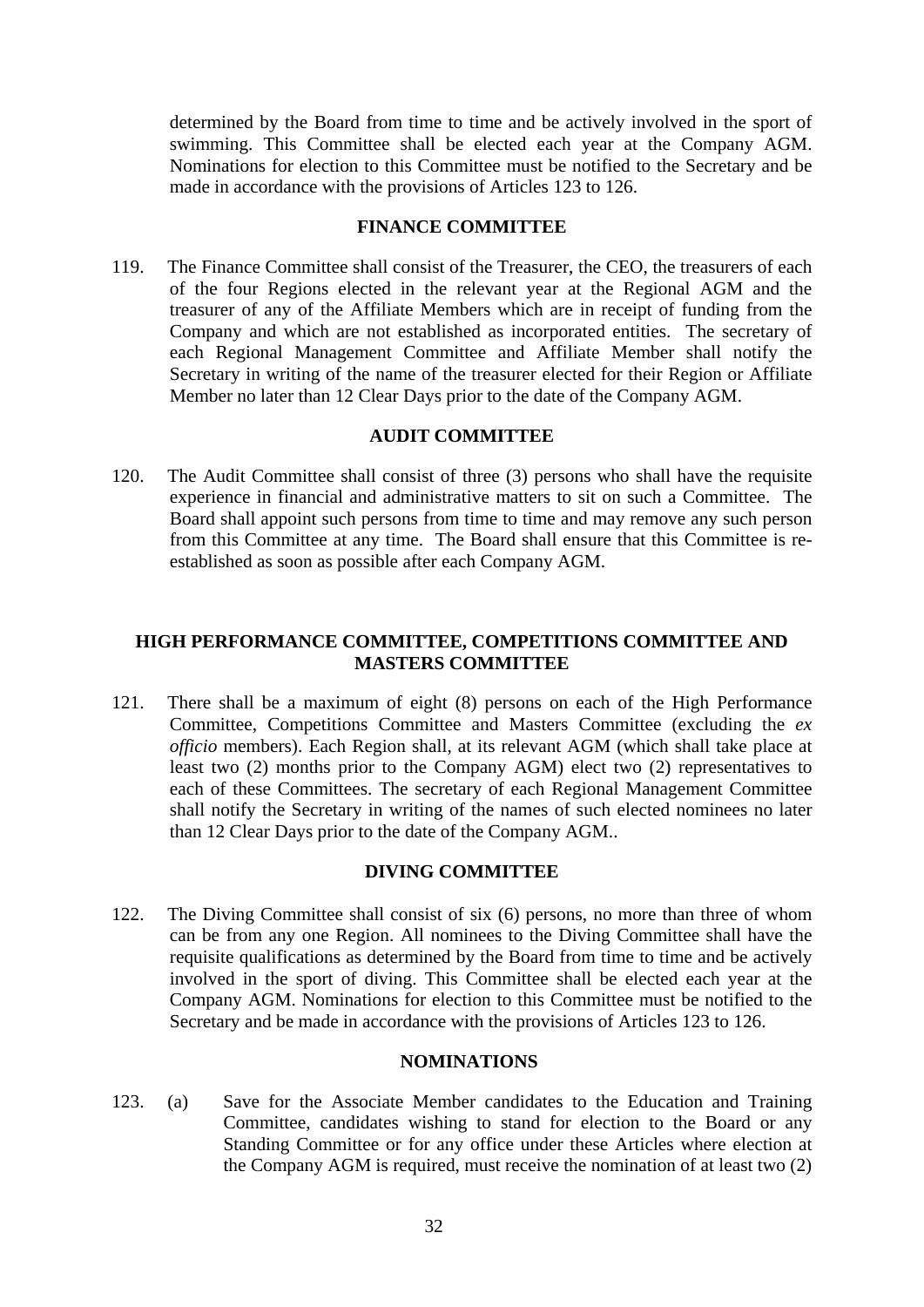determined by the Board from time to time and be actively involved in the sport of swimming. This Committee shall be elected each year at the Company AGM. Nominations for election to this Committee must be notified to the Secretary and be made in accordance with the provisions of Articles 123 to 126.

## FINANCE COMMITTEE

119. The Finance Committee shall consist of the Treasurer, the CEO, the treasurers of each of the four Regions elected in the relevant year at the Regional AGM and the treasurer of any of the Affiliate Members which are in receipt of funding from the Company and which are not established as incorporated entities. The secretary of each Regional Management Committee and Affiliate Member shall notify the Secretary in writing of the name of the treasurer elected for their Region or Affiliate Member no later than 12 Clear Days prior to the date of the Company AGM.

## AUDIT COMMITTEE

120. The Audit Committee shall consist of three (3) persons who shall have the requisite experience in financial and administrative matters to sit on such a Committee. The Board shall appoint such persons from time to time and may remove any such person from this Committee at any time. The Board shall ensure that this Committee is re-established as soon as possible after each Company AGM.

## HIGH PERFORMANCE COMMITTEE, COMPETITIONS COMMITTEE AND MASTERS COMMITTEE

121. There shall be a maximum of eight (8) persons on each of the High Performance Committee, Competitions Committee and Masters Committee (excluding the *ex officio* members). Each Region shall, at its relevant AGM (which shall take place at least two (2) months prior to the Company AGM) elect two (2) representatives to each of these Committees. The secretary of each Regional Management Committee shall notify the Secretary in writing of the names of such elected nominees no later than 12 Clear Days prior to the date of the Company AGM..

## DIVING COMMITTEE

122. The Diving Committee shall consist of six (6) persons, no more than three of whom can be from any one Region. All nominees to the Diving Committee shall have the requisite qualifications as determined by the Board from time to time and be actively involved in the sport of diving. This Committee shall be elected each year at the Company AGM. Nominations for election to this Committee must be notified to the Secretary and be made in accordance with the provisions of Articles 123 to 126.

## NOMINATIONS

123. (a) Save for the Associate Member candidates to the Education and Training Committee, candidates wishing to stand for election to the Board or any Standing Committee or for any office under these Articles where election at the Company AGM is required, must receive the nomination of at least two (2)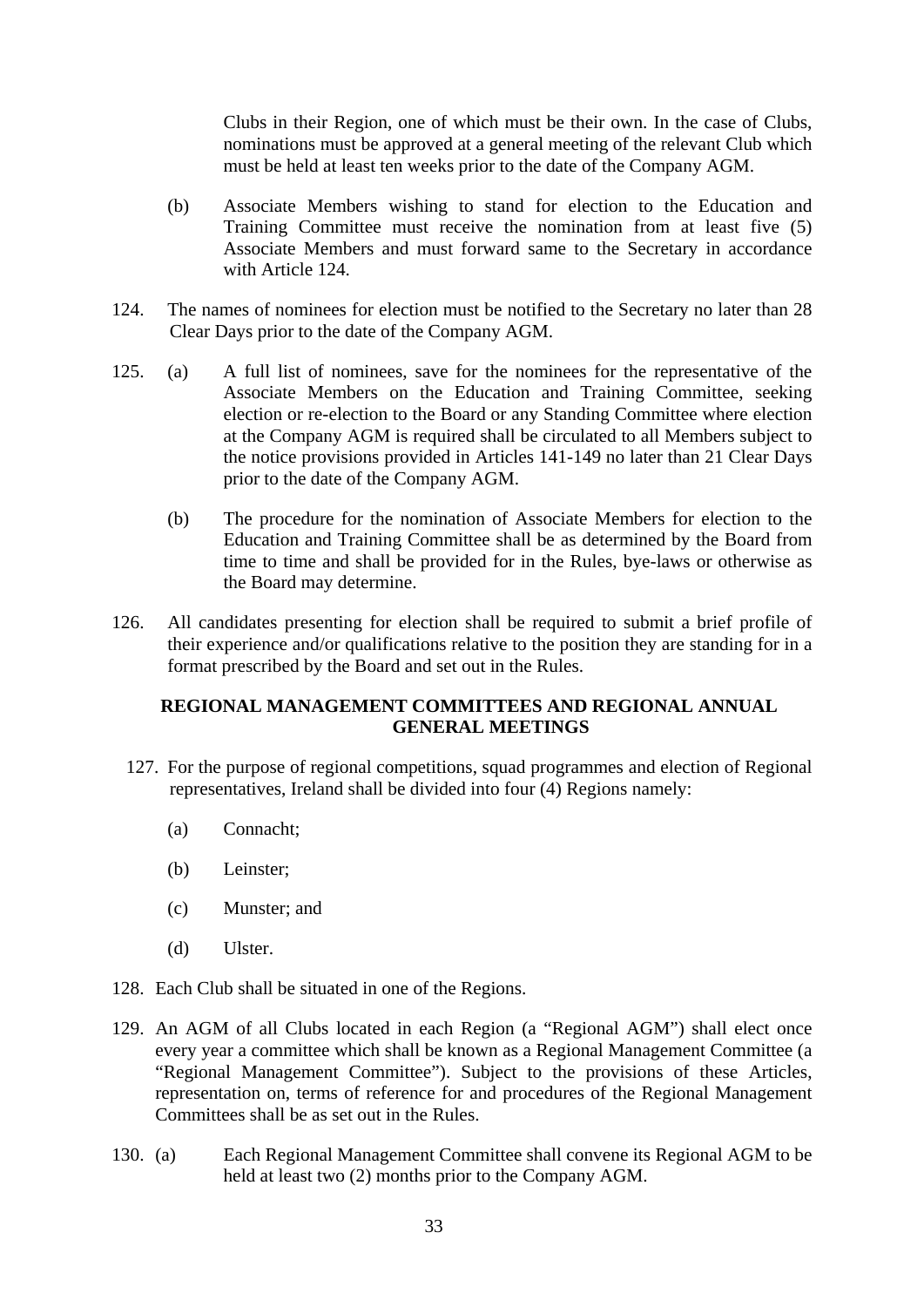Clubs in their Region, one of which must be their own. In the case of Clubs, nominations must be approved at a general meeting of the relevant Club which must be held at least ten weeks prior to the date of the Company AGM.

(b) Associate Members wishing to stand for election to the Education and Training Committee must receive the nomination from at least five (5) Associate Members and must forward same to the Secretary in accordance with Article 124.

124. The names of nominees for election must be notified to the Secretary no later than 28 Clear Days prior to the date of the Company AGM.

125. (a) A full list of nominees, save for the nominees for the representative of the Associate Members on the Education and Training Committee, seeking election or re-election to the Board or any Standing Committee where election at the Company AGM is required shall be circulated to all Members subject to the notice provisions provided in Articles 141-149 no later than 21 Clear Days prior to the date of the Company AGM.

(b) The procedure for the nomination of Associate Members for election to the Education and Training Committee shall be as determined by the Board from time to time and shall be provided for in the Rules, bye-laws or otherwise as the Board may determine.

126. All candidates presenting for election shall be required to submit a brief profile of their experience and/or qualifications relative to the position they are standing for in a format prescribed by the Board and set out in the Rules.

**REGIONAL MANAGEMENT COMMITTEES AND REGIONAL ANNUAL GENERAL MEETINGS**

127. For the purpose of regional competitions, squad programmes and election of Regional representatives, Ireland shall be divided into four (4) Regions namely:

(a) Connacht;

(b) Leinster;

(c) Munster; and

(d) Ulster.

128. Each Club shall be situated in one of the Regions.

129. An AGM of all Clubs located in each Region (a "Regional AGM") shall elect once every year a committee which shall be known as a Regional Management Committee (a "Regional Management Committee"). Subject to the provisions of these Articles, representation on, terms of reference for and procedures of the Regional Management Committees shall be as set out in the Rules.

130. (a) Each Regional Management Committee shall convene its Regional AGM to be held at least two (2) months prior to the Company AGM.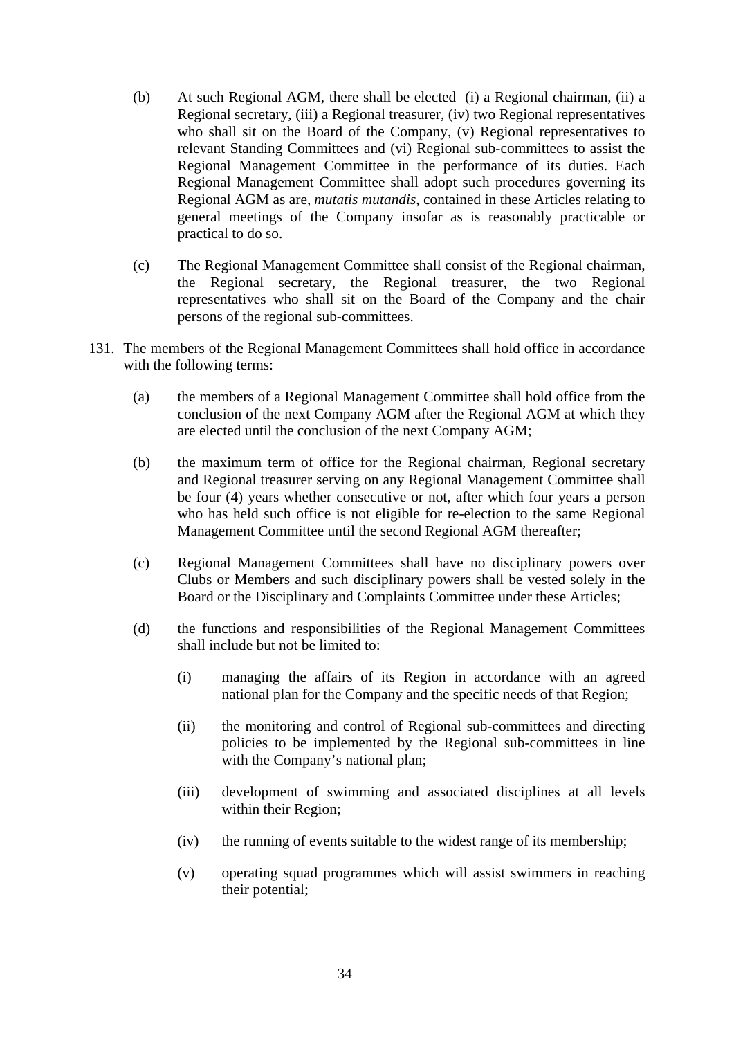(b) At such Regional AGM, there shall be elected (i) a Regional chairman, (ii) a Regional secretary, (iii) a Regional treasurer, (iv) two Regional representatives who shall sit on the Board of the Company, (v) Regional representatives to relevant Standing Committees and (vi) Regional sub-committees to assist the Regional Management Committee in the performance of its duties. Each Regional Management Committee shall adopt such procedures governing its Regional AGM as are, *mutatis mutandis,* contained in these Articles relating to general meetings of the Company insofar as is reasonably practicable or practical to do so.

(c) The Regional Management Committee shall consist of the Regional chairman, the Regional secretary, the Regional treasurer, the two Regional representatives who shall sit on the Board of the Company and the chair persons of the regional sub-committees.

131. The members of the Regional Management Committees shall hold office in accordance with the following terms:

(a) the members of a Regional Management Committee shall hold office from the conclusion of the next Company AGM after the Regional AGM at which they are elected until the conclusion of the next Company AGM;

(b) the maximum term of office for the Regional chairman, Regional secretary and Regional treasurer serving on any Regional Management Committee shall be four (4) years whether consecutive or not, after which four years a person who has held such office is not eligible for re-election to the same Regional Management Committee until the second Regional AGM thereafter;

(c) Regional Management Committees shall have no disciplinary powers over Clubs or Members and such disciplinary powers shall be vested solely in the Board or the Disciplinary and Complaints Committee under these Articles;

(d) the functions and responsibilities of the Regional Management Committees shall include but not be limited to:

   (i) managing the affairs of its Region in accordance with an agreed national plan for the Company and the specific needs of that Region;

   (ii) the monitoring and control of Regional sub-committees and directing policies to be implemented by the Regional sub-committees in line with the Company's national plan;

   (iii) development of swimming and associated disciplines at all levels within their Region;

   (iv) the running of events suitable to the widest range of its membership;

   (v) operating squad programmes which will assist swimmers in reaching their potential;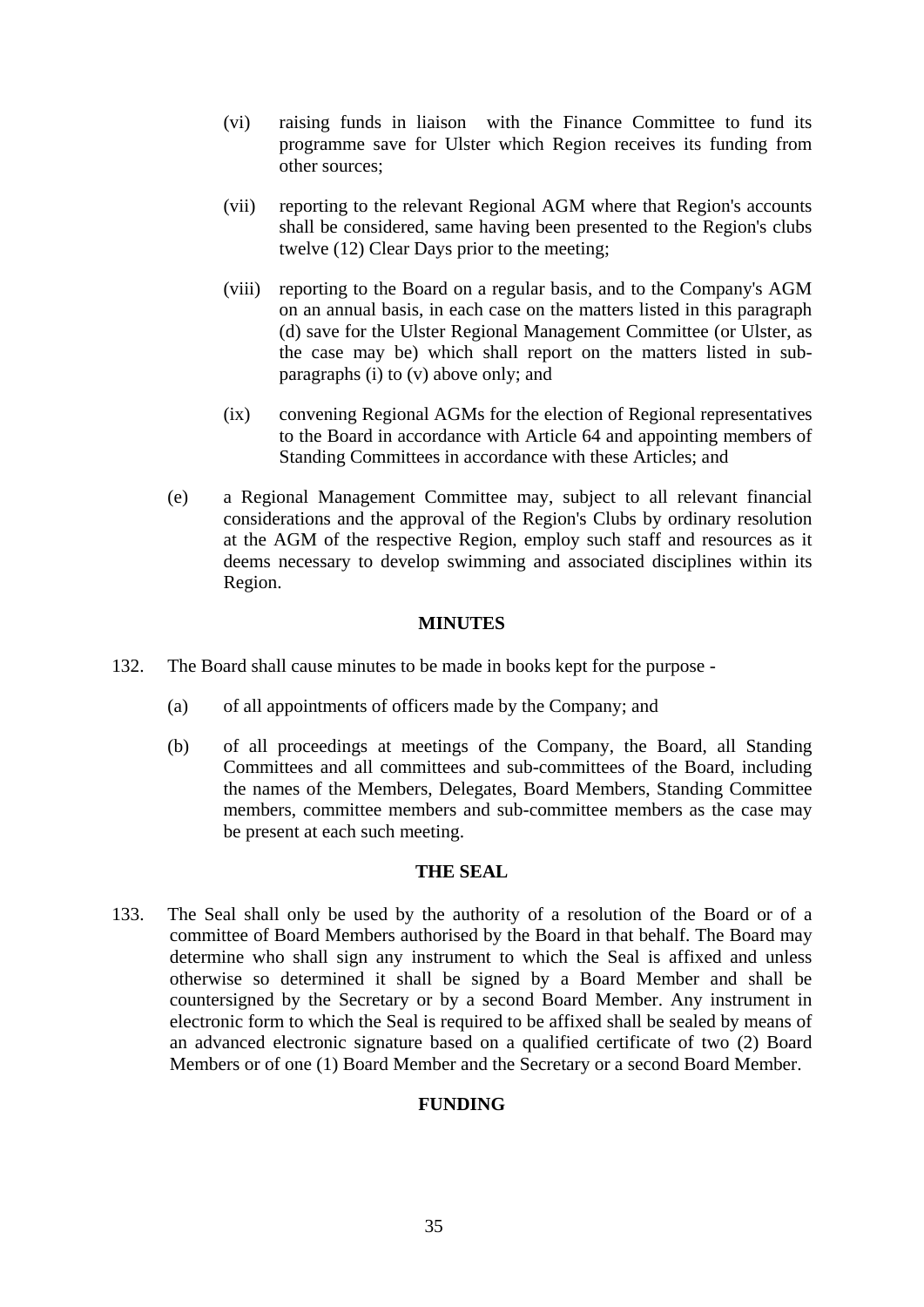(vi) raising funds in liaison with the Finance Committee to fund its programme save for Ulster which Region receives its funding from other sources;

(vii) reporting to the relevant Regional AGM where that Region's accounts shall be considered, same having been presented to the Region's clubs twelve (12) Clear Days prior to the meeting;

(viii) reporting to the Board on a regular basis, and to the Company's AGM on an annual basis, in each case on the matters listed in this paragraph (d) save for the Ulster Regional Management Committee (or Ulster, as the case may be) which shall report on the matters listed in sub-paragraphs (i) to (v) above only; and

(ix) convening Regional AGMs for the election of Regional representatives to the Board in accordance with Article 64 and appointing members of Standing Committees in accordance with these Articles; and

(e) a Regional Management Committee may, subject to all relevant financial considerations and the approval of the Region's Clubs by ordinary resolution at the AGM of the respective Region, employ such staff and resources as it deems necessary to develop swimming and associated disciplines within its Region.

## MINUTES

132. The Board shall cause minutes to be made in books kept for the purpose -

(a) of all appointments of officers made by the Company; and

(b) of all proceedings at meetings of the Company, the Board, all Standing Committees and all committees and sub-committees of the Board, including the names of the Members, Delegates, Board Members, Standing Committee members, committee members and sub-committee members as the case may be present at each such meeting.

## THE SEAL

133. The Seal shall only be used by the authority of a resolution of the Board or of a committee of Board Members authorised by the Board in that behalf. The Board may determine who shall sign any instrument to which the Seal is affixed and unless otherwise so determined it shall be signed by a Board Member and shall be countersigned by the Secretary or by a second Board Member. Any instrument in electronic form to which the Seal is required to be affixed shall be sealed by means of an advanced electronic signature based on a qualified certificate of two (2) Board Members or of one (1) Board Member and the Secretary or a second Board Member.

## FUNDING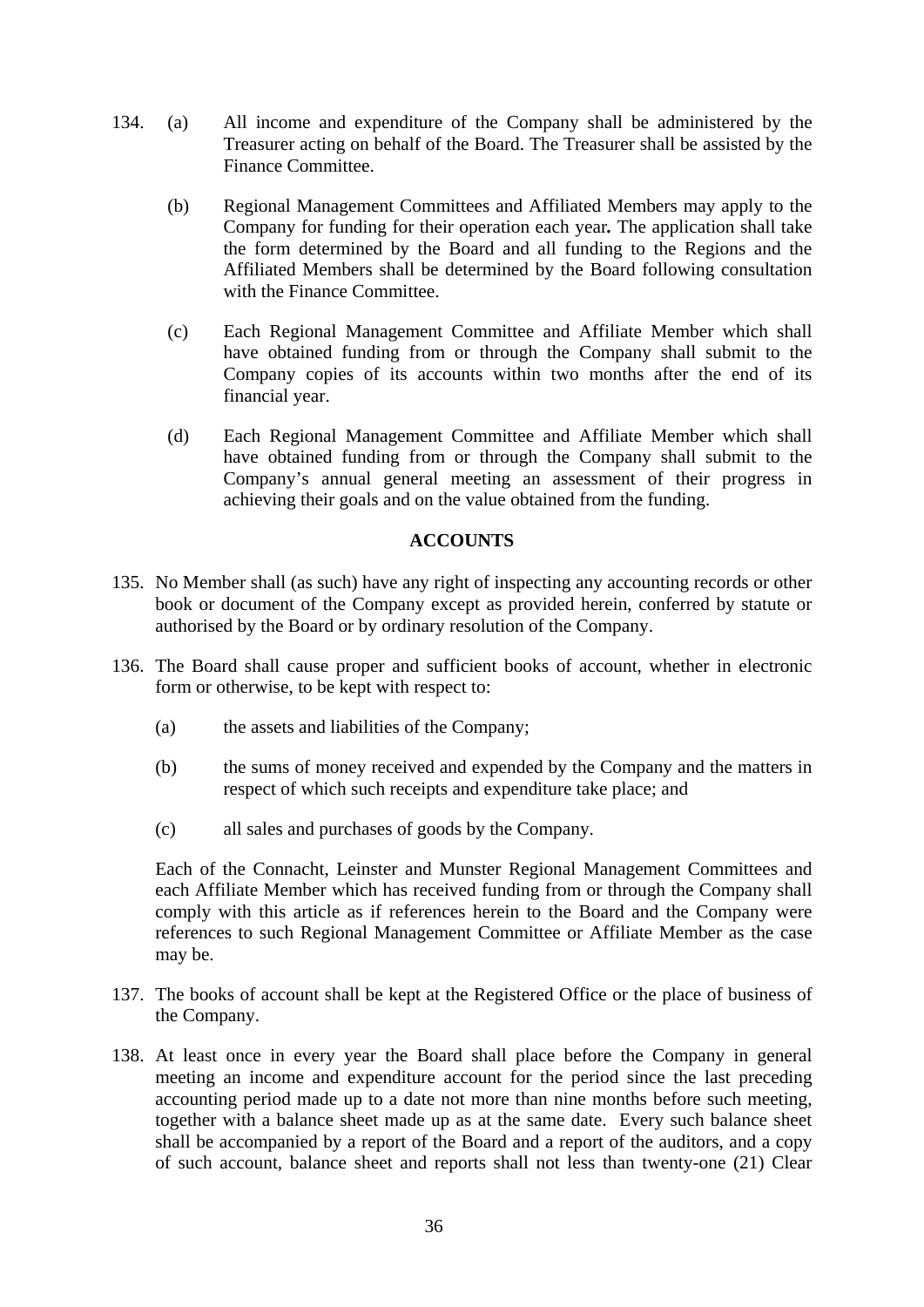134. (a) All income and expenditure of the Company shall be administered by the Treasurer acting on behalf of the Board. The Treasurer shall be assisted by the Finance Committee.

 (b) Regional Management Committees and Affiliated Members may apply to the Company for funding for their operation each year**.** The application shall take the form determined by the Board and all funding to the Regions and the Affiliated Members shall be determined by the Board following consultation with the Finance Committee.

 (c) Each Regional Management Committee and Affiliate Member which shall have obtained funding from or through the Company shall submit to the Company copies of its accounts within two months after the end of its financial year.

 (d) Each Regional Management Committee and Affiliate Member which shall have obtained funding from or through the Company shall submit to the Company's annual general meeting an assessment of their progress in achieving their goals and on the value obtained from the funding.

**ACCOUNTS**

135. No Member shall (as such) have any right of inspecting any accounting records or other book or document of the Company except as provided herein, conferred by statute or authorised by the Board or by ordinary resolution of the Company.

136. The Board shall cause proper and sufficient books of account, whether in electronic form or otherwise, to be kept with respect to:

 (a) the assets and liabilities of the Company;

 (b) the sums of money received and expended by the Company and the matters in respect of which such receipts and expenditure take place; and

 (c) all sales and purchases of goods by the Company.

 Each of the Connacht, Leinster and Munster Regional Management Committees and each Affiliate Member which has received funding from or through the Company shall comply with this article as if references herein to the Board and the Company were references to such Regional Management Committee or Affiliate Member as the case may be.

137. The books of account shall be kept at the Registered Office or the place of business of the Company.

138. At least once in every year the Board shall place before the Company in general meeting an income and expenditure account for the period since the last preceding accounting period made up to a date not more than nine months before such meeting, together with a balance sheet made up as at the same date. Every such balance sheet shall be accompanied by a report of the Board and a report of the auditors, and a copy of such account, balance sheet and reports shall not less than twenty-one (21) Clear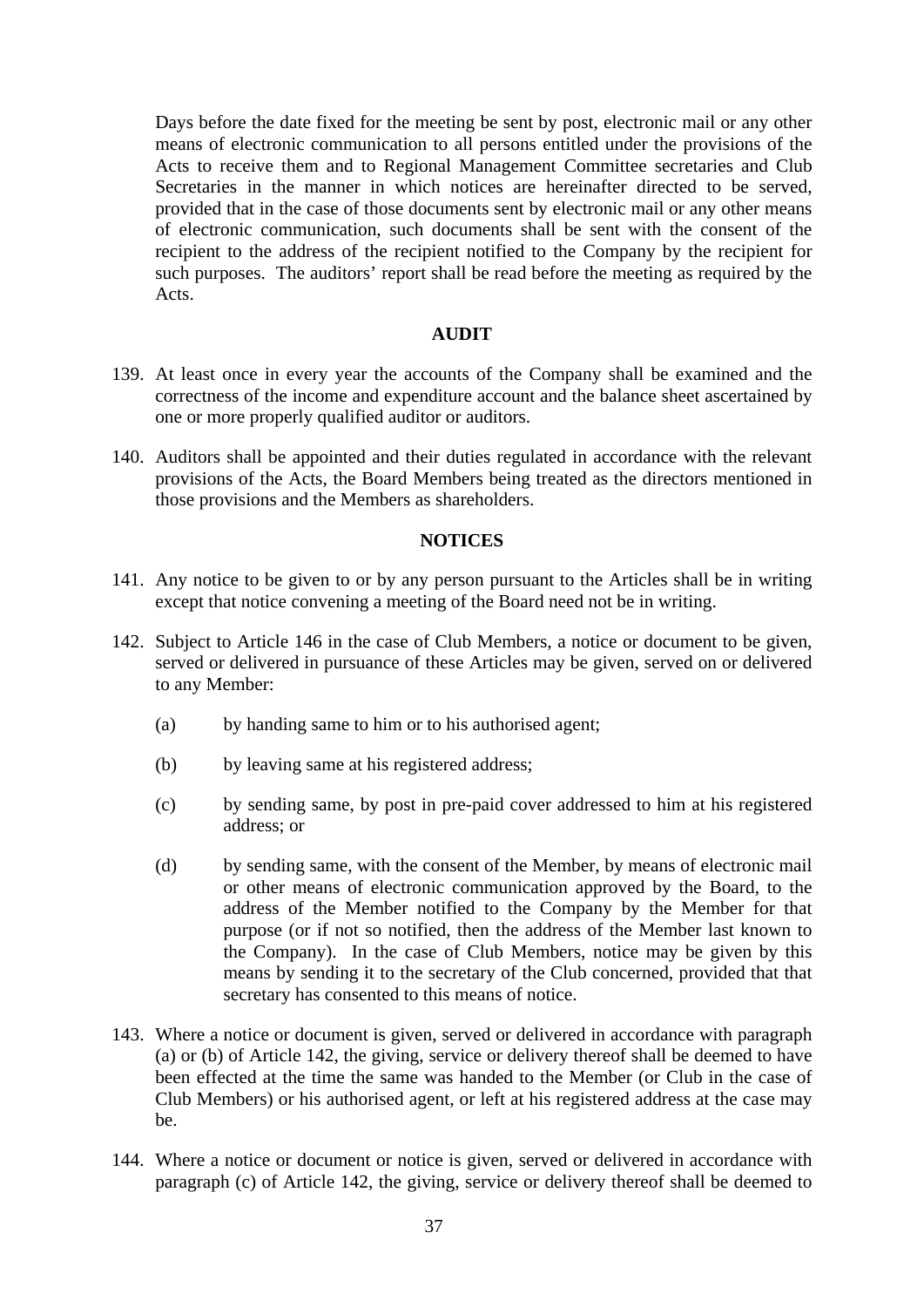Days before the date fixed for the meeting be sent by post, electronic mail or any other means of electronic communication to all persons entitled under the provisions of the Acts to receive them and to Regional Management Committee secretaries and Club Secretaries in the manner in which notices are hereinafter directed to be served, provided that in the case of those documents sent by electronic mail or any other means of electronic communication, such documents shall be sent with the consent of the recipient to the address of the recipient notified to the Company by the recipient for such purposes. The auditors' report shall be read before the meeting as required by the Acts.

## AUDIT

139. At least once in every year the accounts of the Company shall be examined and the correctness of the income and expenditure account and the balance sheet ascertained by one or more properly qualified auditor or auditors.

140. Auditors shall be appointed and their duties regulated in accordance with the relevant provisions of the Acts, the Board Members being treated as the directors mentioned in those provisions and the Members as shareholders.

## NOTICES

141. Any notice to be given to or by any person pursuant to the Articles shall be in writing except that notice convening a meeting of the Board need not be in writing.

142. Subject to Article 146 in the case of Club Members, a notice or document to be given, served or delivered in pursuance of these Articles may be given, served on or delivered to any Member:

    (a) by handing same to him or to his authorised agent;

    (b) by leaving same at his registered address;

    (c) by sending same, by post in pre-paid cover addressed to him at his registered address; or

    (d) by sending same, with the consent of the Member, by means of electronic mail or other means of electronic communication approved by the Board, to the address of the Member notified to the Company by the Member for that purpose (or if not so notified, then the address of the Member last known to the Company). In the case of Club Members, notice may be given by this means by sending it to the secretary of the Club concerned, provided that that secretary has consented to this means of notice.

143. Where a notice or document is given, served or delivered in accordance with paragraph (a) or (b) of Article 142, the giving, service or delivery thereof shall be deemed to have been effected at the time the same was handed to the Member (or Club in the case of Club Members) or his authorised agent, or left at his registered address at the case may be.

144. Where a notice or document or notice is given, served or delivered in accordance with paragraph (c) of Article 142, the giving, service or delivery thereof shall be deemed to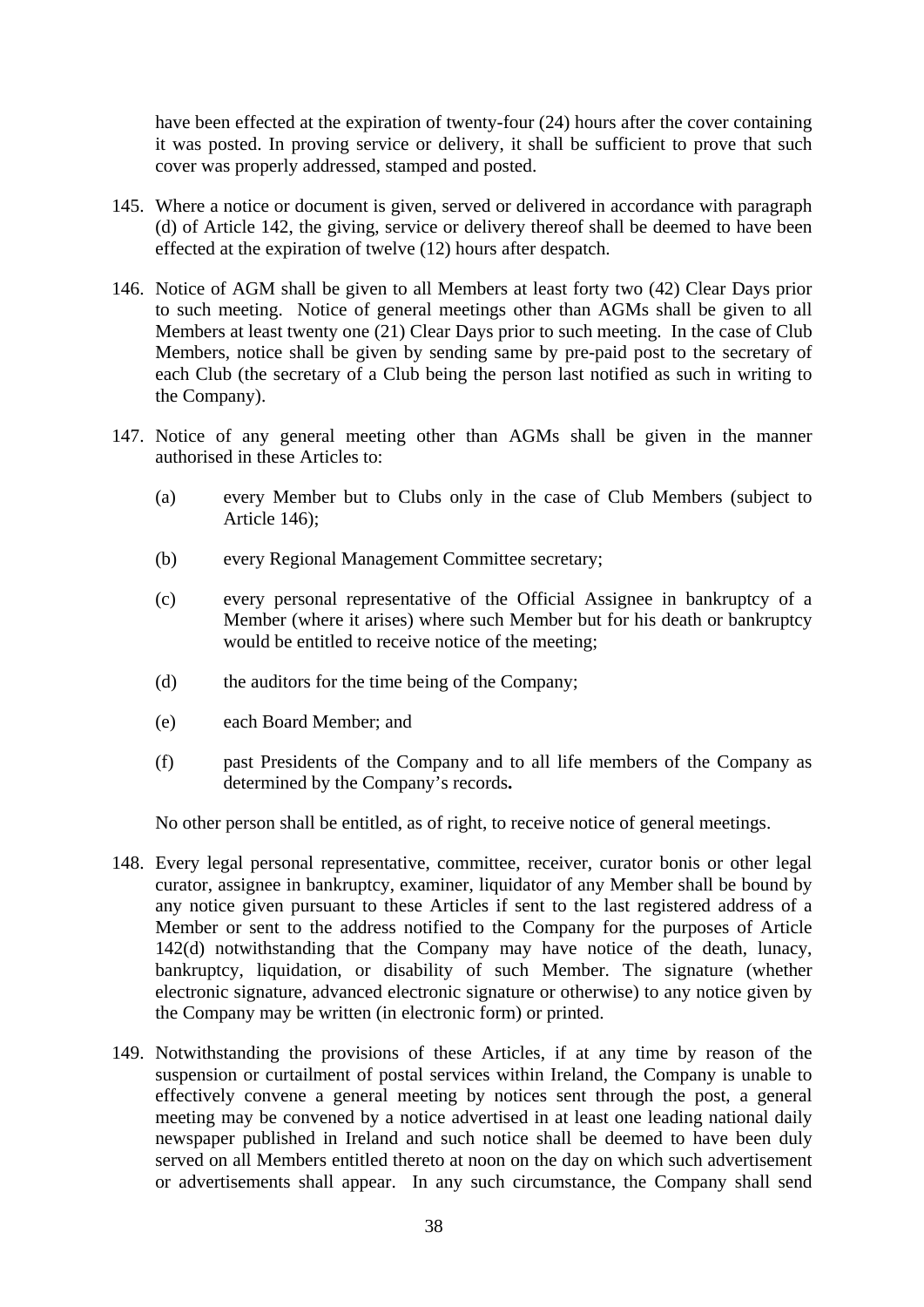have been effected at the expiration of twenty-four (24) hours after the cover containing it was posted. In proving service or delivery, it shall be sufficient to prove that such cover was properly addressed, stamped and posted.

145. Where a notice or document is given, served or delivered in accordance with paragraph (d) of Article 142, the giving, service or delivery thereof shall be deemed to have been effected at the expiration of twelve (12) hours after despatch.

146. Notice of AGM shall be given to all Members at least forty two (42) Clear Days prior to such meeting. Notice of general meetings other than AGMs shall be given to all Members at least twenty one (21) Clear Days prior to such meeting. In the case of Club Members, notice shall be given by sending same by pre-paid post to the secretary of each Club (the secretary of a Club being the person last notified as such in writing to the Company).

147. Notice of any general meeting other than AGMs shall be given in the manner authorised in these Articles to:

    (a) every Member but to Clubs only in the case of Club Members (subject to Article 146);

    (b) every Regional Management Committee secretary;

    (c) every personal representative of the Official Assignee in bankruptcy of a Member (where it arises) where such Member but for his death or bankruptcy would be entitled to receive notice of the meeting;

    (d) the auditors for the time being of the Company;

    (e) each Board Member; and

    (f) past Presidents of the Company and to all life members of the Company as determined by the Company's records**.**

    No other person shall be entitled, as of right, to receive notice of general meetings.

148. Every legal personal representative, committee, receiver, curator bonis or other legal curator, assignee in bankruptcy, examiner, liquidator of any Member shall be bound by any notice given pursuant to these Articles if sent to the last registered address of a Member or sent to the address notified to the Company for the purposes of Article 142(d) notwithstanding that the Company may have notice of the death, lunacy, bankruptcy, liquidation, or disability of such Member. The signature (whether electronic signature, advanced electronic signature or otherwise) to any notice given by the Company may be written (in electronic form) or printed.

149. Notwithstanding the provisions of these Articles, if at any time by reason of the suspension or curtailment of postal services within Ireland, the Company is unable to effectively convene a general meeting by notices sent through the post, a general meeting may be convened by a notice advertised in at least one leading national daily newspaper published in Ireland and such notice shall be deemed to have been duly served on all Members entitled thereto at noon on the day on which such advertisement or advertisements shall appear. In any such circumstance, the Company shall send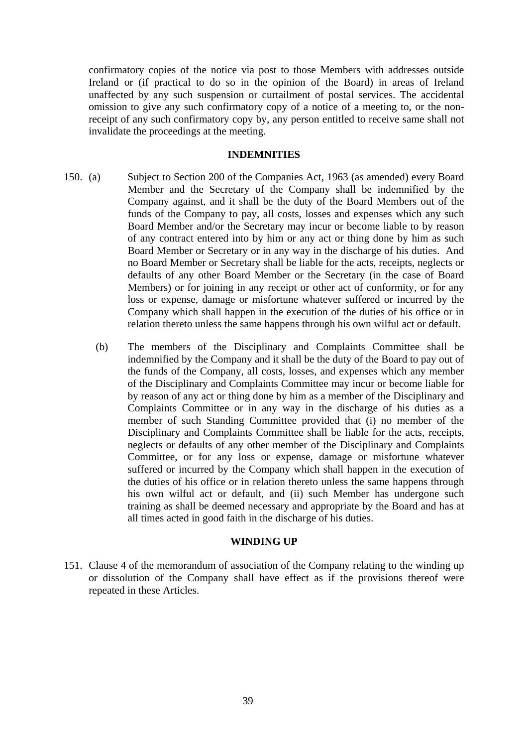confirmatory copies of the notice via post to those Members with addresses outside Ireland or (if practical to do so in the opinion of the Board) in areas of Ireland unaffected by any such suspension or curtailment of postal services. The accidental omission to give any such confirmatory copy of a notice of a meeting to, or the non-receipt of any such confirmatory copy by, any person entitled to receive same shall not invalidate the proceedings at the meeting.

**INDEMNITIES**

150. (a) Subject to Section 200 of the Companies Act, 1963 (as amended) every Board Member and the Secretary of the Company shall be indemnified by the Company against, and it shall be the duty of the Board Members out of the funds of the Company to pay, all costs, losses and expenses which any such Board Member and/or the Secretary may incur or become liable to by reason of any contract entered into by him or any act or thing done by him as such Board Member or Secretary or in any way in the discharge of his duties. And no Board Member or Secretary shall be liable for the acts, receipts, neglects or defaults of any other Board Member or the Secretary (in the case of Board Members) or for joining in any receipt or other act of conformity, or for any loss or expense, damage or misfortune whatever suffered or incurred by the Company which shall happen in the execution of the duties of his office or in relation thereto unless the same happens through his own wilful act or default.

(b) The members of the Disciplinary and Complaints Committee shall be indemnified by the Company and it shall be the duty of the Board to pay out of the funds of the Company, all costs, losses, and expenses which any member of the Disciplinary and Complaints Committee may incur or become liable for by reason of any act or thing done by him as a member of the Disciplinary and Complaints Committee or in any way in the discharge of his duties as a member of such Standing Committee provided that (i) no member of the Disciplinary and Complaints Committee shall be liable for the acts, receipts, neglects or defaults of any other member of the Disciplinary and Complaints Committee, or for any loss or expense, damage or misfortune whatever suffered or incurred by the Company which shall happen in the execution of the duties of his office or in relation thereto unless the same happens through his own wilful act or default, and (ii) such Member has undergone such training as shall be deemed necessary and appropriate by the Board and has at all times acted in good faith in the discharge of his duties.

**WINDING UP**

151. Clause 4 of the memorandum of association of the Company relating to the winding up or dissolution of the Company shall have effect as if the provisions thereof were repeated in these Articles.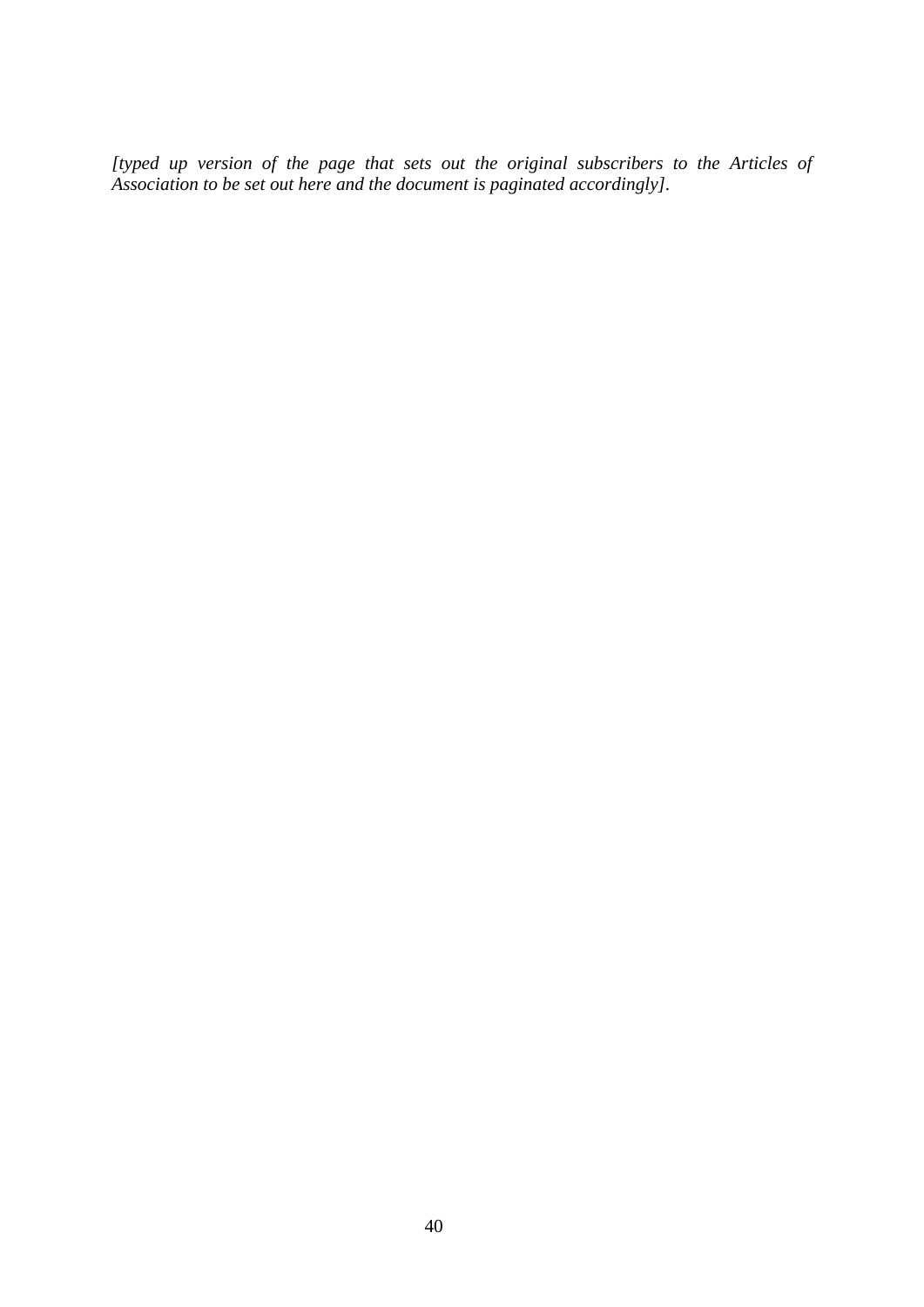*[typed up version of the page that sets out the original subscribers to the Articles of Association to be set out here and the document is paginated accordingly].*